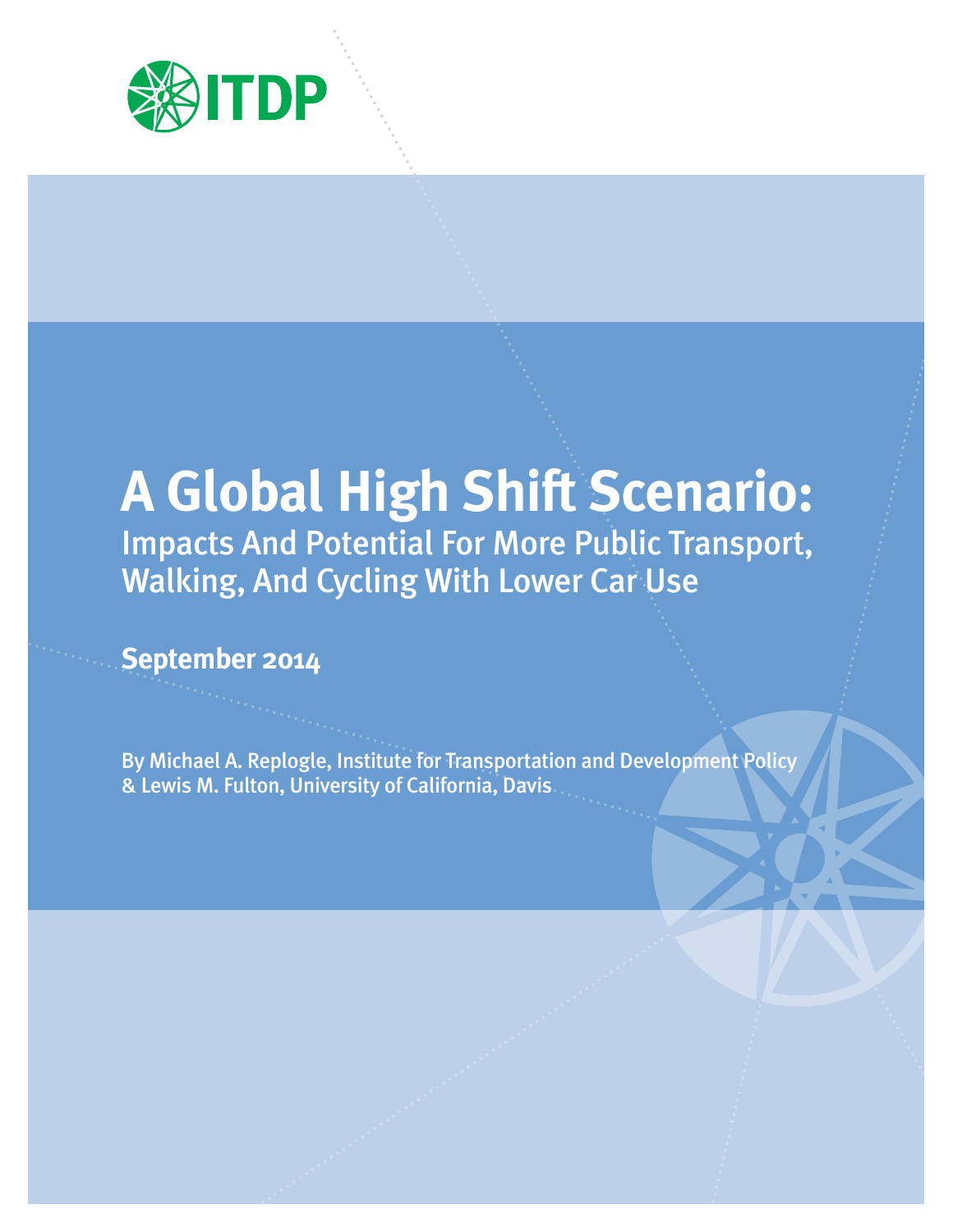ITDP

# A Global High Shift Scenario:

## Impacts And Potential For More Public Transport, Walking, And Cycling With Lower Car Use

**September 2014**

By Michael A. Replogle, Institute for Transportation and Development Policy & Lewis M. Fulton, University of California, Davis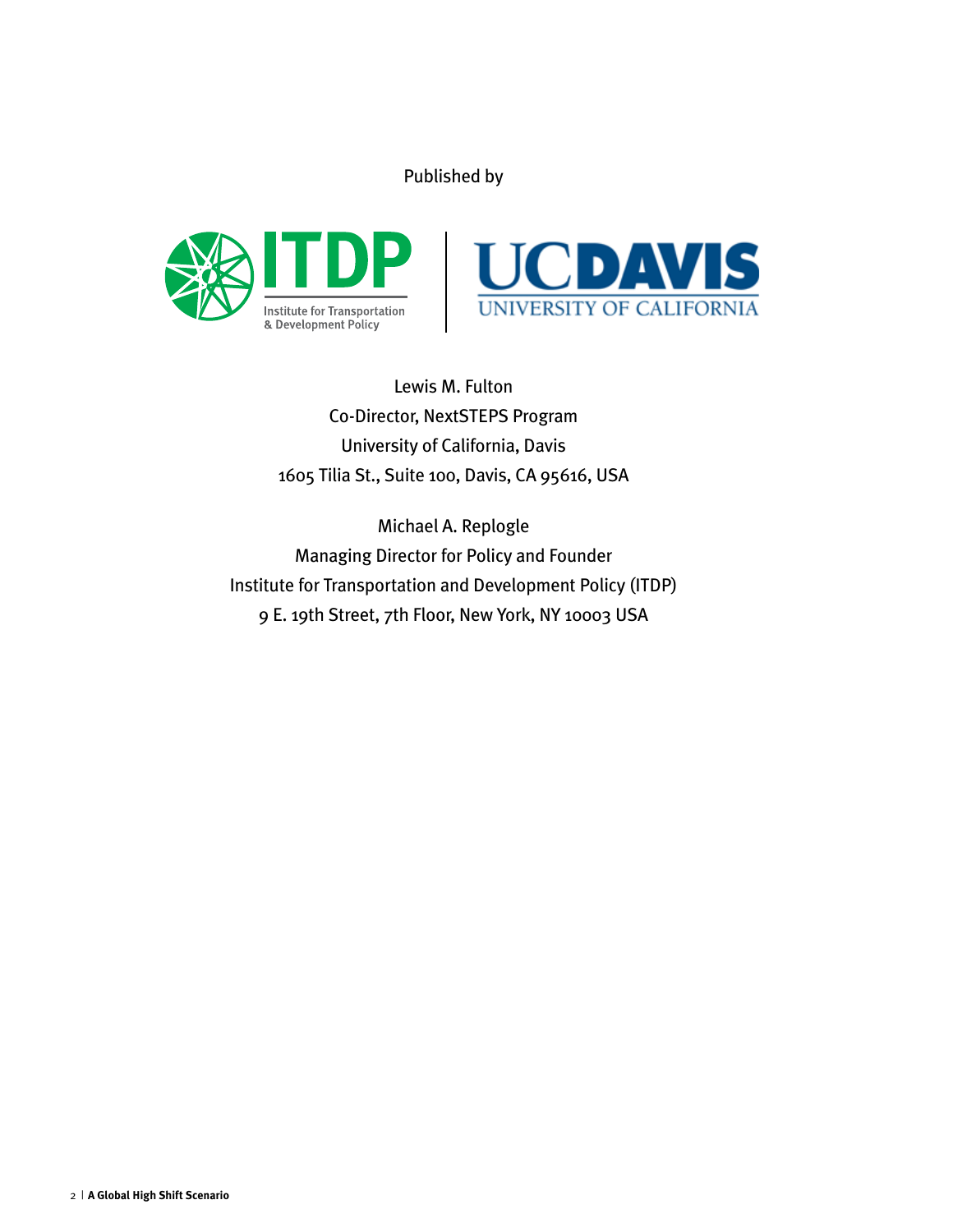Published by

Lewis M. Fulton
Co-Director, NextSTEPS Program
University of California, Davis
1605 Tilia St., Suite 100, Davis, CA 95616, USA

Michael A. Replogle
Managing Director for Policy and Founder
Institute for Transportation and Development Policy (ITDP)
9 E. 19th Street, 7th Floor, New York, NY 10003 USA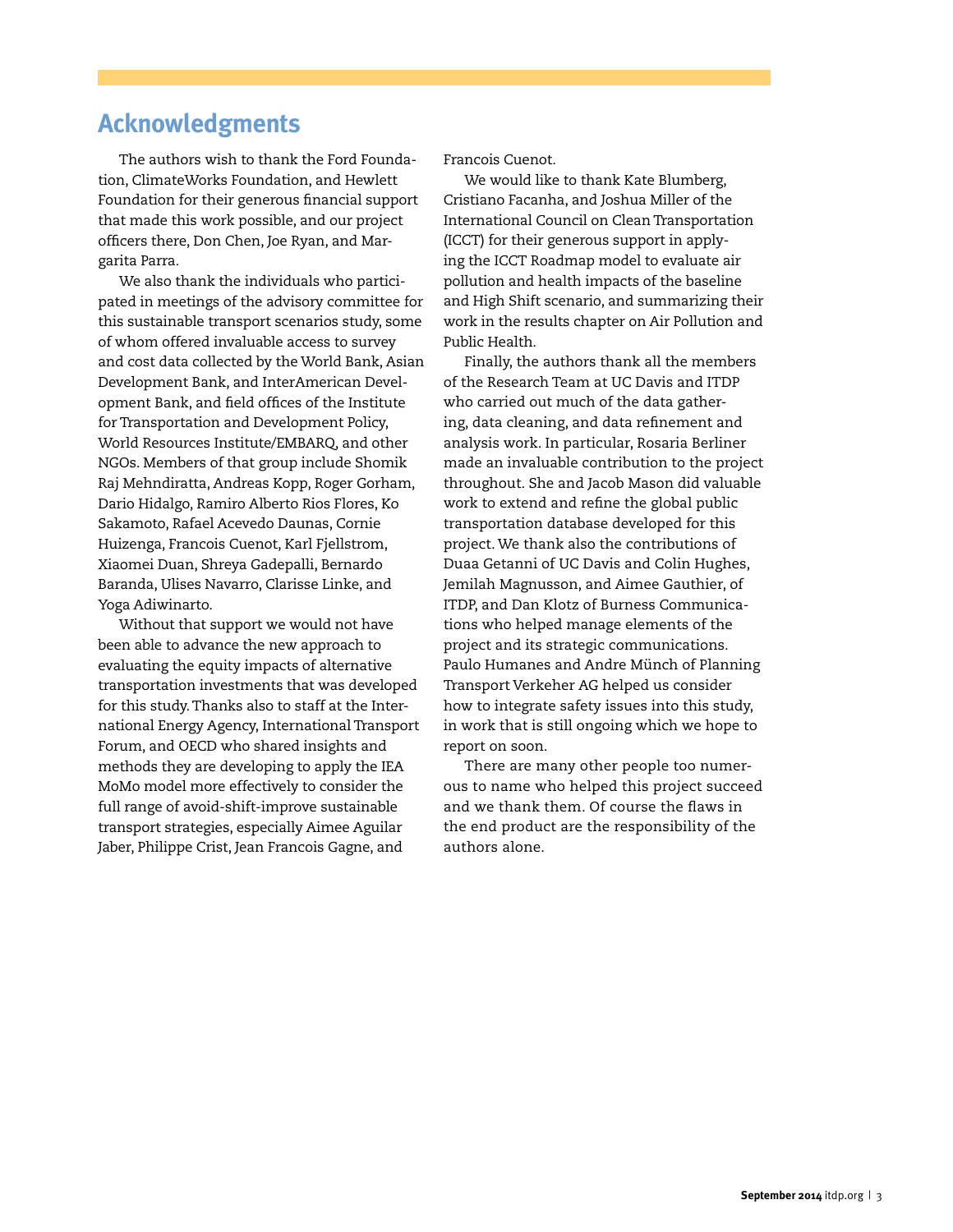## Acknowledgments

The authors wish to thank the Ford Foundation, ClimateWorks Foundation, and Hewlett Foundation for their generous financial support that made this work possible, and our project officers there, Don Chen, Joe Ryan, and Margarita Parra.

We also thank the individuals who participated in meetings of the advisory committee for this sustainable transport scenarios study, some of whom offered invaluable access to survey and cost data collected by the World Bank, Asian Development Bank, and InterAmerican Development Bank, and field offices of the Institute for Transportation and Development Policy, World Resources Institute/EMBARQ, and other NGOs. Members of that group include Shomik Raj Mehndiratta, Andreas Kopp, Roger Gorham, Dario Hidalgo, Ramiro Alberto Rios Flores, Ko Sakamoto, Rafael Acevedo Daunas, Cornie Huizenga, Francois Cuenot, Karl Fjellstrom, Xiaomei Duan, Shreya Gadepalli, Bernardo Baranda, Ulises Navarro, Clarisse Linke, and Yoga Adiwinarto.

Without that support we would not have been able to advance the new approach to evaluating the equity impacts of alternative transportation investments that was developed for this study. Thanks also to staff at the International Energy Agency, International Transport Forum, and OECD who shared insights and methods they are developing to apply the IEA MoMo model more effectively to consider the full range of avoid-shift-improve sustainable transport strategies, especially Aimee Aguilar Jaber, Philippe Crist, Jean Francois Gagne, and Francois Cuenot.

We would like to thank Kate Blumberg, Cristiano Facanha, and Joshua Miller of the International Council on Clean Transportation (ICCT) for their generous support in applying the ICCT Roadmap model to evaluate air pollution and health impacts of the baseline and High Shift scenario, and summarizing their work in the results chapter on Air Pollution and Public Health.

Finally, the authors thank all the members of the Research Team at UC Davis and ITDP who carried out much of the data gathering, data cleaning, and data refinement and analysis work. In particular, Rosaria Berliner made an invaluable contribution to the project throughout. She and Jacob Mason did valuable work to extend and refine the global public transportation database developed for this project. We thank also the contributions of Duaa Getanni of UC Davis and Colin Hughes, Jemilah Magnusson, and Aimee Gauthier, of ITDP, and Dan Klotz of Burness Communications who helped manage elements of the project and its strategic communications. Paulo Humanes and Andre Münch of Planning Transport Verkeher AG helped us consider how to integrate safety issues into this study, in work that is still ongoing which we hope to report on soon.

There are many other people too numerous to name who helped this project succeed and we thank them. Of course the flaws in the end product are the responsibility of the authors alone.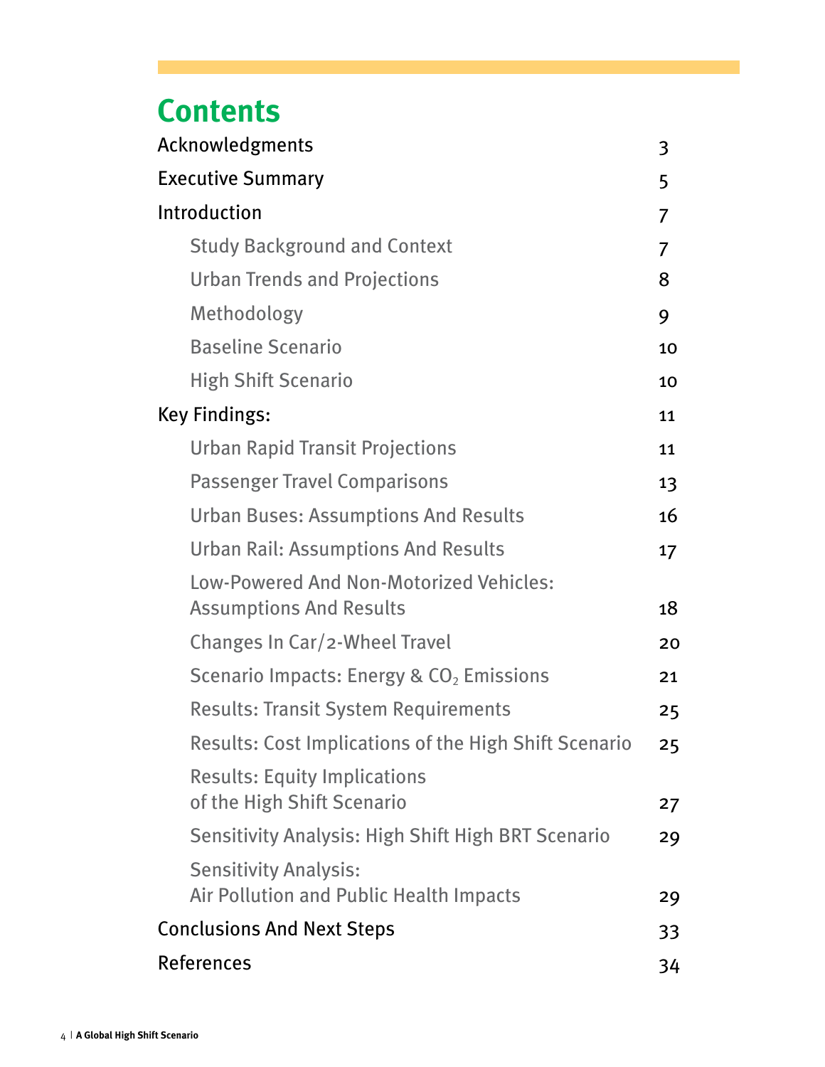# Contents

| | |
|---|---|
| Acknowledgments | 3 |
| Executive Summary | 5 |
| Introduction | 7 |
| Study Background and Context | 7 |
| Urban Trends and Projections | 8 |
| Methodology | 9 |
| Baseline Scenario | 10 |
| High Shift Scenario | 10 |
| Key Findings: | 11 |
| Urban Rapid Transit Projections | 11 |
| Passenger Travel Comparisons | 13 |
| Urban Buses: Assumptions And Results | 16 |
| Urban Rail: Assumptions And Results | 17 |
| Low-Powered And Non-Motorized Vehicles: Assumptions And Results | 18 |
| Changes In Car/2-Wheel Travel | 20 |
| Scenario Impacts: Energy & $CO_2$ Emissions | 21 |
| Results: Transit System Requirements | 25 |
| Results: Cost Implications of the High Shift Scenario | 25 |
| Results: Equity Implications of the High Shift Scenario | 27 |
| Sensitivity Analysis: High Shift High BRT Scenario | 29 |
| Sensitivity Analysis: Air Pollution and Public Health Impacts | 29 |
| Conclusions And Next Steps | 33 |
| References | 34 |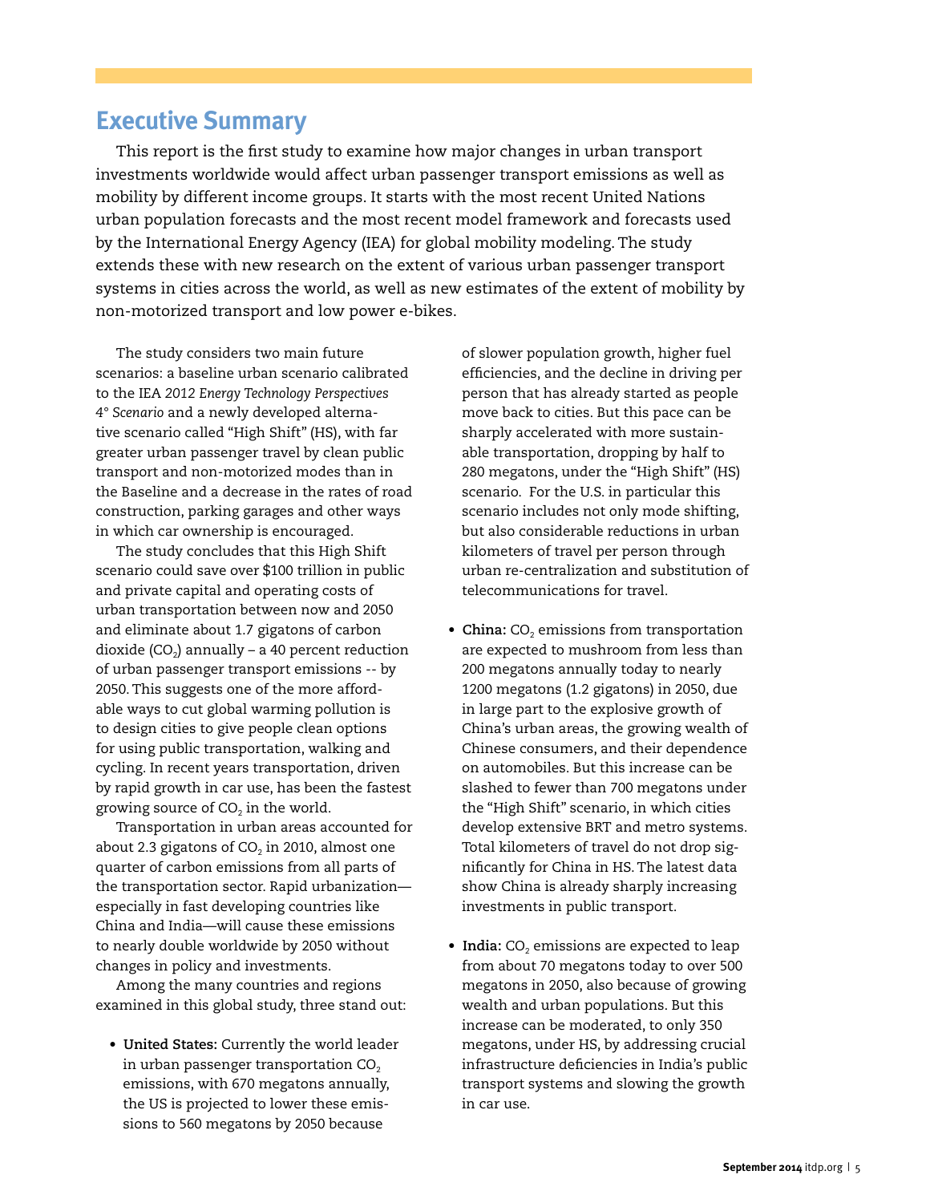# Executive Summary

This report is the first study to examine how major changes in urban transport investments worldwide would affect urban passenger transport emissions as well as mobility by different income groups. It starts with the most recent United Nations urban population forecasts and the most recent model framework and forecasts used by the International Energy Agency (IEA) for global mobility modeling. The study extends these with new research on the extent of various urban passenger transport systems in cities across the world, as well as new estimates of the extent of mobility by non-motorized transport and low power e-bikes.

The study considers two main future scenarios: a baseline urban scenario calibrated to the IEA *2012 Energy Technology Perspectives 4° Scenario* and a newly developed alternative scenario called "High Shift" (HS), with far greater urban passenger travel by clean public transport and non-motorized modes than in the Baseline and a decrease in the rates of road construction, parking garages and other ways in which car ownership is encouraged.

The study concludes that this High Shift scenario could save over $100 trillion in public and private capital and operating costs of urban transportation between now and 2050 and eliminate about 1.7 gigatons of carbon dioxide ($CO_2$) annually – a 40 percent reduction of urban passenger transport emissions -- by 2050. This suggests one of the more affordable ways to cut global warming pollution is to design cities to give people clean options for using public transportation, walking and cycling. In recent years transportation, driven by rapid growth in car use, has been the fastest growing source of $CO_2$ in the world.

Transportation in urban areas accounted for about 2.3 gigatons of $CO_2$ in 2010, almost one quarter of carbon emissions from all parts of the transportation sector. Rapid urbanization—especially in fast developing countries like China and India—will cause these emissions to nearly double worldwide by 2050 without changes in policy and investments.

Among the many countries and regions examined in this global study, three stand out:

- **United States:** Currently the world leader in urban passenger transportation $CO_2$ emissions, with 670 megatons annually, the US is projected to lower these emissions to 560 megatons by 2050 because of slower population growth, higher fuel efficiencies, and the decline in driving per person that has already started as people move back to cities. But this pace can be sharply accelerated with more sustainable transportation, dropping by half to 280 megatons, under the "High Shift" (HS) scenario. For the U.S. in particular this scenario includes not only mode shifting, but also considerable reductions in urban kilometers of travel per person through urban re-centralization and substitution of telecommunications for travel.

- **China:** $CO_2$ emissions from transportation are expected to mushroom from less than 200 megatons annually today to nearly 1200 megatons (1.2 gigatons) in 2050, due in large part to the explosive growth of China's urban areas, the growing wealth of Chinese consumers, and their dependence on automobiles. But this increase can be slashed to fewer than 700 megatons under the "High Shift" scenario, in which cities develop extensive BRT and metro systems. Total kilometers of travel do not drop significantly for China in HS. The latest data show China is already sharply increasing investments in public transport.

- **India:** $CO_2$ emissions are expected to leap from about 70 megatons today to over 500 megatons in 2050, also because of growing wealth and urban populations. But this increase can be moderated, to only 350 megatons, under HS, by addressing crucial infrastructure deficiencies in India's public transport systems and slowing the growth in car use.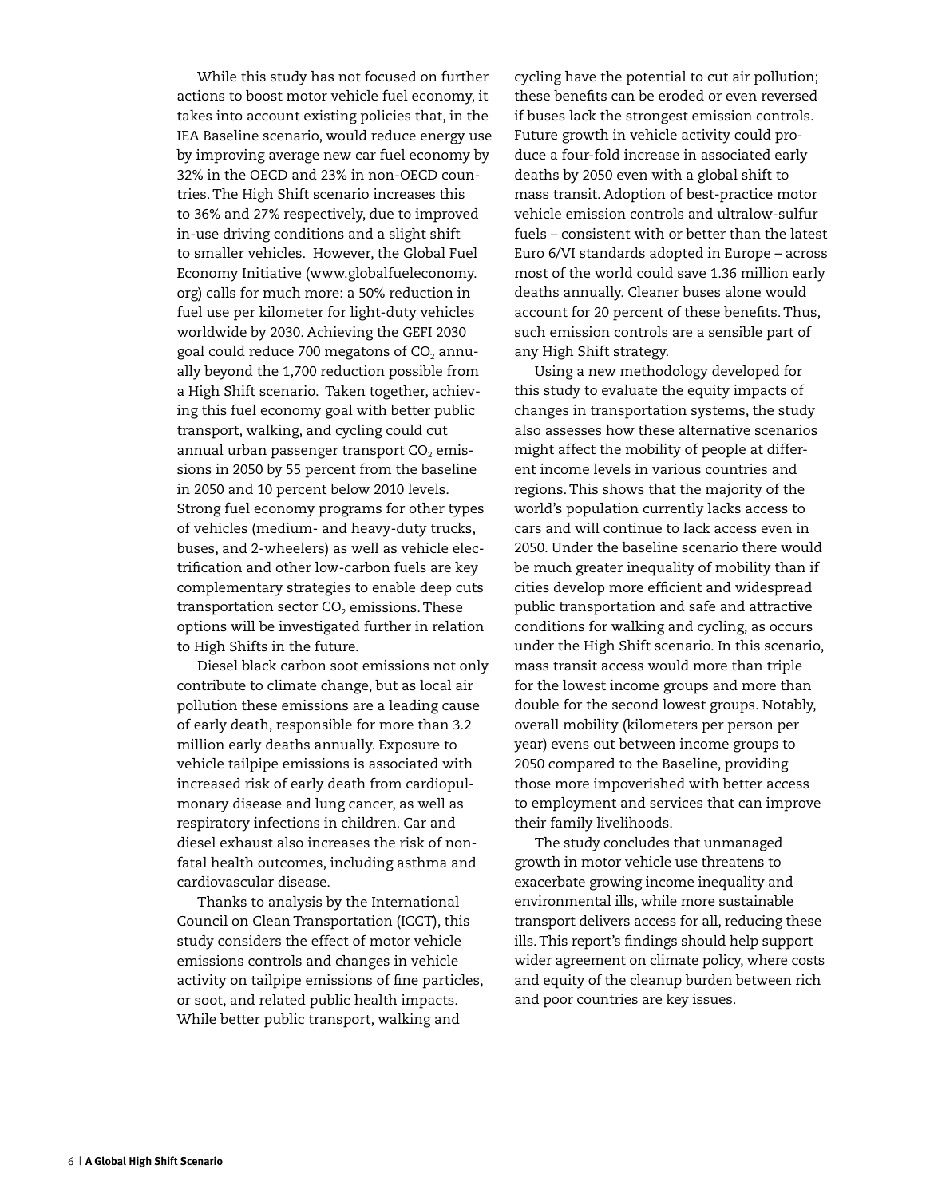While this study has not focused on further actions to boost motor vehicle fuel economy, it takes into account existing policies that, in the IEA Baseline scenario, would reduce energy use by improving average new car fuel economy by 32% in the OECD and 23% in non-OECD countries. The High Shift scenario increases this to 36% and 27% respectively, due to improved in-use driving conditions and a slight shift to smaller vehicles. However, the Global Fuel Economy Initiative (www.globalfueleconomy.org) calls for much more: a 50% reduction in fuel use per kilometer for light-duty vehicles worldwide by 2030. Achieving the GEFI 2030 goal could reduce 700 megatons of $CO_2$ annually beyond the 1,700 reduction possible from a High Shift scenario. Taken together, achieving this fuel economy goal with better public transport, walking, and cycling could cut annual urban passenger transport $CO_2$ emissions in 2050 by 55 percent from the baseline in 2050 and 10 percent below 2010 levels. Strong fuel economy programs for other types of vehicles (medium- and heavy-duty trucks, buses, and 2-wheelers) as well as vehicle electrification and other low-carbon fuels are key complementary strategies to enable deep cuts transportation sector $CO_2$ emissions. These options will be investigated further in relation to High Shifts in the future.

Diesel black carbon soot emissions not only contribute to climate change, but as local air pollution these emissions are a leading cause of early death, responsible for more than 3.2 million early deaths annually. Exposure to vehicle tailpipe emissions is associated with increased risk of early death from cardiopulmonary disease and lung cancer, as well as respiratory infections in children. Car and diesel exhaust also increases the risk of non-fatal health outcomes, including asthma and cardiovascular disease.

Thanks to analysis by the International Council on Clean Transportation (ICCT), this study considers the effect of motor vehicle emissions controls and changes in vehicle activity on tailpipe emissions of fine particles, or soot, and related public health impacts. While better public transport, walking and cycling have the potential to cut air pollution; these benefits can be eroded or even reversed if buses lack the strongest emission controls. Future growth in vehicle activity could produce a four-fold increase in associated early deaths by 2050 even with a global shift to mass transit. Adoption of best-practice motor vehicle emission controls and ultralow-sulfur fuels – consistent with or better than the latest Euro 6/VI standards adopted in Europe – across most of the world could save 1.36 million early deaths annually. Cleaner buses alone would account for 20 percent of these benefits. Thus, such emission controls are a sensible part of any High Shift strategy.

Using a new methodology developed for this study to evaluate the equity impacts of changes in transportation systems, the study also assesses how these alternative scenarios might affect the mobility of people at different income levels in various countries and regions. This shows that the majority of the world's population currently lacks access to cars and will continue to lack access even in 2050. Under the baseline scenario there would be much greater inequality of mobility than if cities develop more efficient and widespread public transportation and safe and attractive conditions for walking and cycling, as occurs under the High Shift scenario. In this scenario, mass transit access would more than triple for the lowest income groups and more than double for the second lowest groups. Notably, overall mobility (kilometers per person per year) evens out between income groups to 2050 compared to the Baseline, providing those more impoverished with better access to employment and services that can improve their family livelihoods.

The study concludes that unmanaged growth in motor vehicle use threatens to exacerbate growing income inequality and environmental ills, while more sustainable transport delivers access for all, reducing these ills. This report's findings should help support wider agreement on climate policy, where costs and equity of the cleanup burden between rich and poor countries are key issues.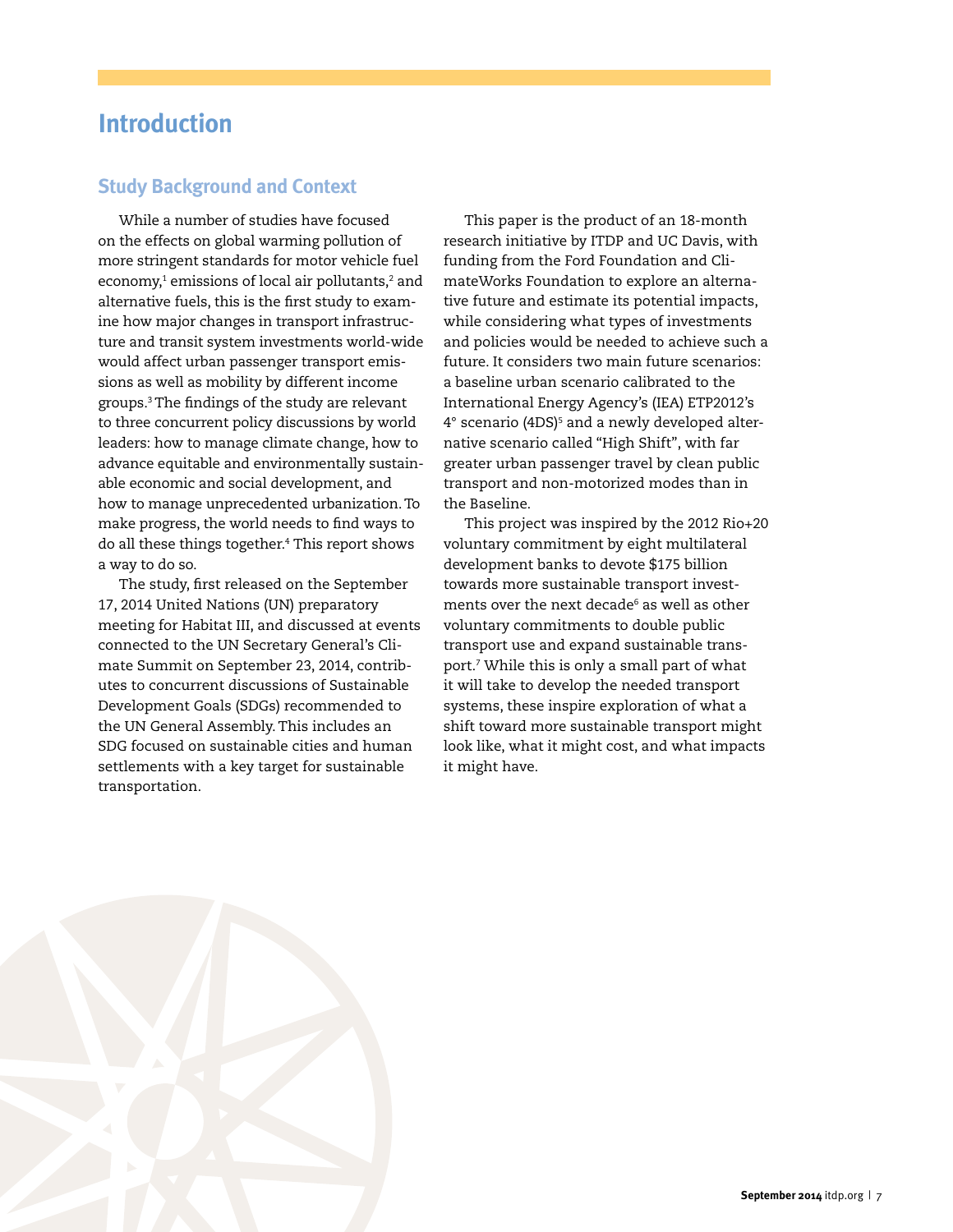# Introduction

## Study Background and Context

While a number of studies have focused on the effects on global warming pollution of more stringent standards for motor vehicle fuel economy,[1] emissions of local air pollutants,[2] and alternative fuels, this is the first study to examine how major changes in transport infrastructure and transit system investments world-wide would affect urban passenger transport emissions as well as mobility by different income groups.[3] The findings of the study are relevant to three concurrent policy discussions by world leaders: how to manage climate change, how to advance equitable and environmentally sustainable economic and social development, and how to manage unprecedented urbanization. To make progress, the world needs to find ways to do all these things together.[4] This report shows a way to do so.

The study, first released on the September 17, 2014 United Nations (UN) preparatory meeting for Habitat III, and discussed at events connected to the UN Secretary General's Climate Summit on September 23, 2014, contributes to concurrent discussions of Sustainable Development Goals (SDGs) recommended to the UN General Assembly. This includes an SDG focused on sustainable cities and human settlements with a key target for sustainable transportation.

This paper is the product of an 18-month research initiative by ITDP and UC Davis, with funding from the Ford Foundation and ClimateWorks Foundation to explore an alternative future and estimate its potential impacts, while considering what types of investments and policies would be needed to achieve such a future. It considers two main future scenarios: a baseline urban scenario calibrated to the International Energy Agency's (IEA) ETP2012's 4° scenario (4DS)[5] and a newly developed alternative scenario called "High Shift", with far greater urban passenger travel by clean public transport and non-motorized modes than in the Baseline.

This project was inspired by the 2012 Rio+20 voluntary commitment by eight multilateral development banks to devote $175 billion towards more sustainable transport investments over the next decade[6] as well as other voluntary commitments to double public transport use and expand sustainable transport.[7] While this is only a small part of what it will take to develop the needed transport systems, these inspire exploration of what a shift toward more sustainable transport might look like, what it might cost, and what impacts it might have.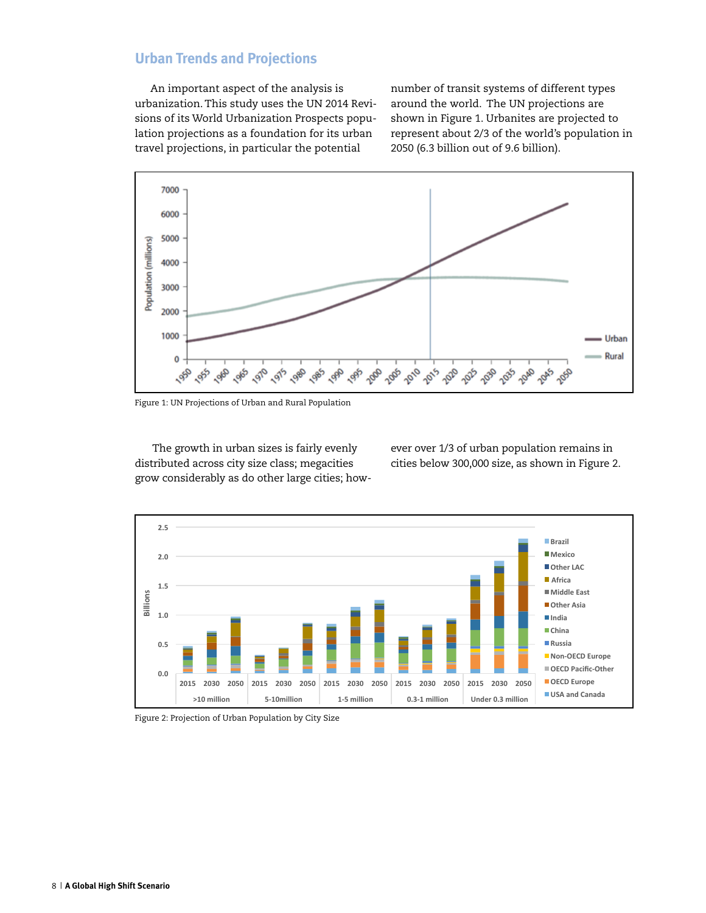## Urban Trends and Projections

An important aspect of the analysis is urbanization. This study uses the UN 2014 Revisions of its World Urbanization Prospects population projections as a foundation for its urban travel projections, in particular the potential number of transit systems of different types around the world. The UN projections are shown in Figure 1. Urbanites are projected to represent about 2/3 of the world's population in 2050 (6.3 billion out of 9.6 billion).

Figure 1: UN Projections of Urban and Rural Population

The growth in urban sizes is fairly evenly distributed across city size class; megacities grow considerably as do other large cities; however over 1/3 of urban population remains in cities below 300,000 size, as shown in Figure 2.

Figure 2: Projection of Urban Population by City Size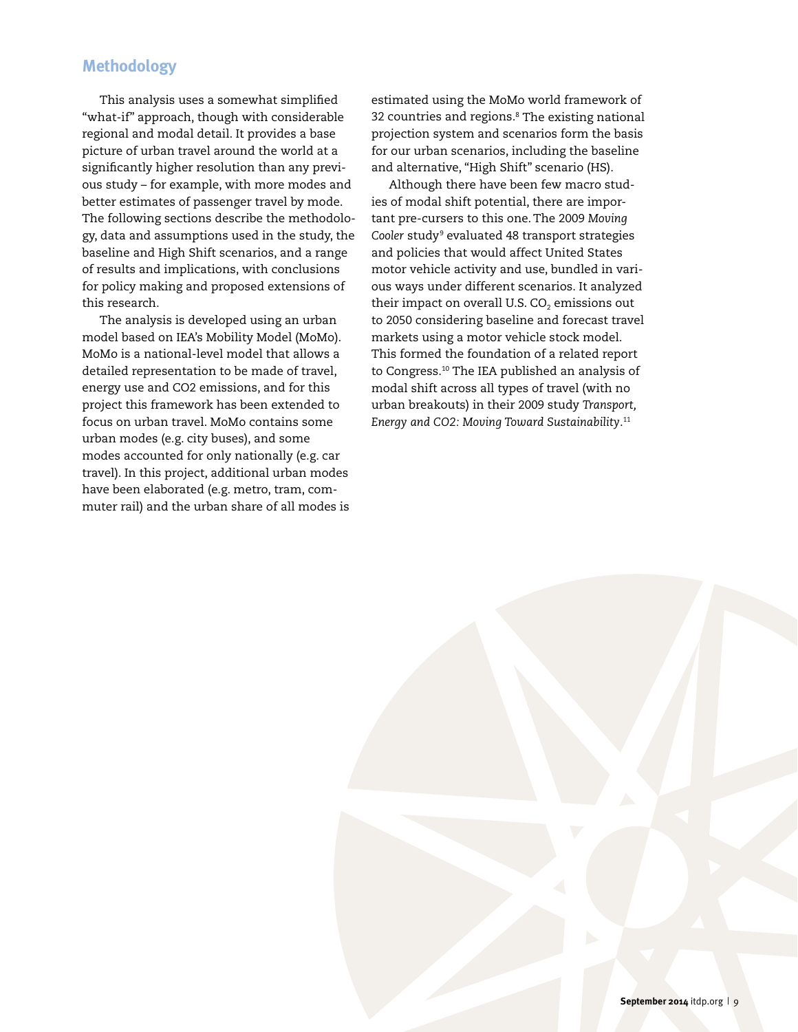## Methodology

This analysis uses a somewhat simplified "what-if" approach, though with considerable regional and modal detail. It provides a base picture of urban travel around the world at a significantly higher resolution than any previous study – for example, with more modes and better estimates of passenger travel by mode. The following sections describe the methodology, data and assumptions used in the study, the baseline and High Shift scenarios, and a range of results and implications, with conclusions for policy making and proposed extensions of this research.

The analysis is developed using an urban model based on IEA's Mobility Model (MoMo). MoMo is a national-level model that allows a detailed representation to be made of travel, energy use and CO2 emissions, and for this project this framework has been extended to focus on urban travel. MoMo contains some urban modes (e.g. city buses), and some modes accounted for only nationally (e.g. car travel). In this project, additional urban modes have been elaborated (e.g. metro, tram, commuter rail) and the urban share of all modes is estimated using the MoMo world framework of 32 countries and regions.[8] The existing national projection system and scenarios form the basis for our urban scenarios, including the baseline and alternative, "High Shift" scenario (HS).

Although there have been few macro studies of modal shift potential, there are important pre-cursers to this one. The 2009 *Moving Cooler* study[9] evaluated 48 transport strategies and policies that would affect United States motor vehicle activity and use, bundled in various ways under different scenarios. It analyzed their impact on overall U.S. $CO_2$ emissions out to 2050 considering baseline and forecast travel markets using a motor vehicle stock model. This formed the foundation of a related report to Congress.[10] The IEA published an analysis of modal shift across all types of travel (with no urban breakouts) in their 2009 study *Transport, Energy and CO2: Moving Toward Sustainability*.[11]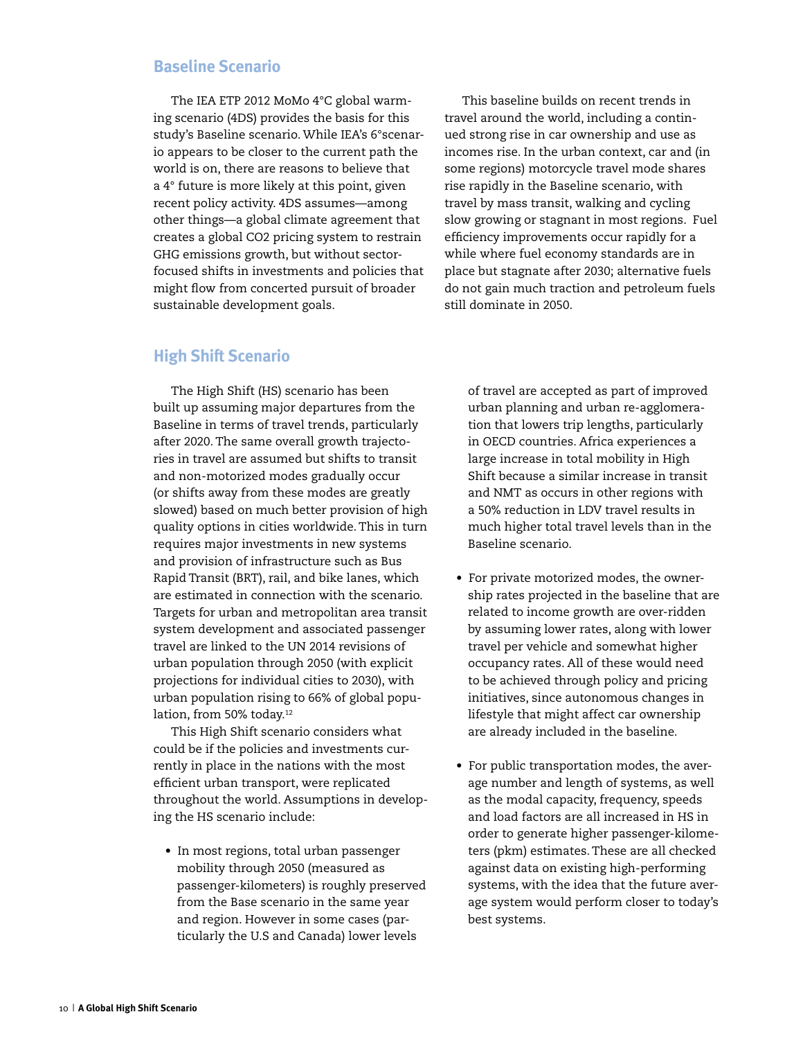## Baseline Scenario

The IEA ETP 2012 MoMo 4°C global warming scenario (4DS) provides the basis for this study's Baseline scenario. While IEA's 6°scenario appears to be closer to the current path the world is on, there are reasons to believe that a 4° future is more likely at this point, given recent policy activity. 4DS assumes—among other things—a global climate agreement that creates a global CO2 pricing system to restrain GHG emissions growth, but without sector-focused shifts in investments and policies that might flow from concerted pursuit of broader sustainable development goals.

This baseline builds on recent trends in travel around the world, including a continued strong rise in car ownership and use as incomes rise. In the urban context, car and (in some regions) motorcycle travel mode shares rise rapidly in the Baseline scenario, with travel by mass transit, walking and cycling slow growing or stagnant in most regions. Fuel efficiency improvements occur rapidly for a while where fuel economy standards are in place but stagnate after 2030; alternative fuels do not gain much traction and petroleum fuels still dominate in 2050.

## High Shift Scenario

The High Shift (HS) scenario has been built up assuming major departures from the Baseline in terms of travel trends, particularly after 2020. The same overall growth trajectories in travel are assumed but shifts to transit and non-motorized modes gradually occur (or shifts away from these modes are greatly slowed) based on much better provision of high quality options in cities worldwide. This in turn requires major investments in new systems and provision of infrastructure such as Bus Rapid Transit (BRT), rail, and bike lanes, which are estimated in connection with the scenario. Targets for urban and metropolitan area transit system development and associated passenger travel are linked to the UN 2014 revisions of urban population through 2050 (with explicit projections for individual cities to 2030), with urban population rising to 66% of global population, from 50% today.[12]

This High Shift scenario considers what could be if the policies and investments currently in place in the nations with the most efficient urban transport, were replicated throughout the world. Assumptions in developing the HS scenario include:

- In most regions, total urban passenger mobility through 2050 (measured as passenger-kilometers) is roughly preserved from the Base scenario in the same year and region. However in some cases (particularly the U.S and Canada) lower levels of travel are accepted as part of improved urban planning and urban re-agglomeration that lowers trip lengths, particularly in OECD countries. Africa experiences a large increase in total mobility in High Shift because a similar increase in transit and NMT as occurs in other regions with a 50% reduction in LDV travel results in much higher total travel levels than in the Baseline scenario.

- For private motorized modes, the ownership rates projected in the baseline that are related to income growth are over-ridden by assuming lower rates, along with lower travel per vehicle and somewhat higher occupancy rates. All of these would need to be achieved through policy and pricing initiatives, since autonomous changes in lifestyle that might affect car ownership are already included in the baseline.

- For public transportation modes, the average number and length of systems, as well as the modal capacity, frequency, speeds and load factors are all increased in HS in order to generate higher passenger-kilometers (pkm) estimates. These are all checked against data on existing high-performing systems, with the idea that the future average system would perform closer to today's best systems.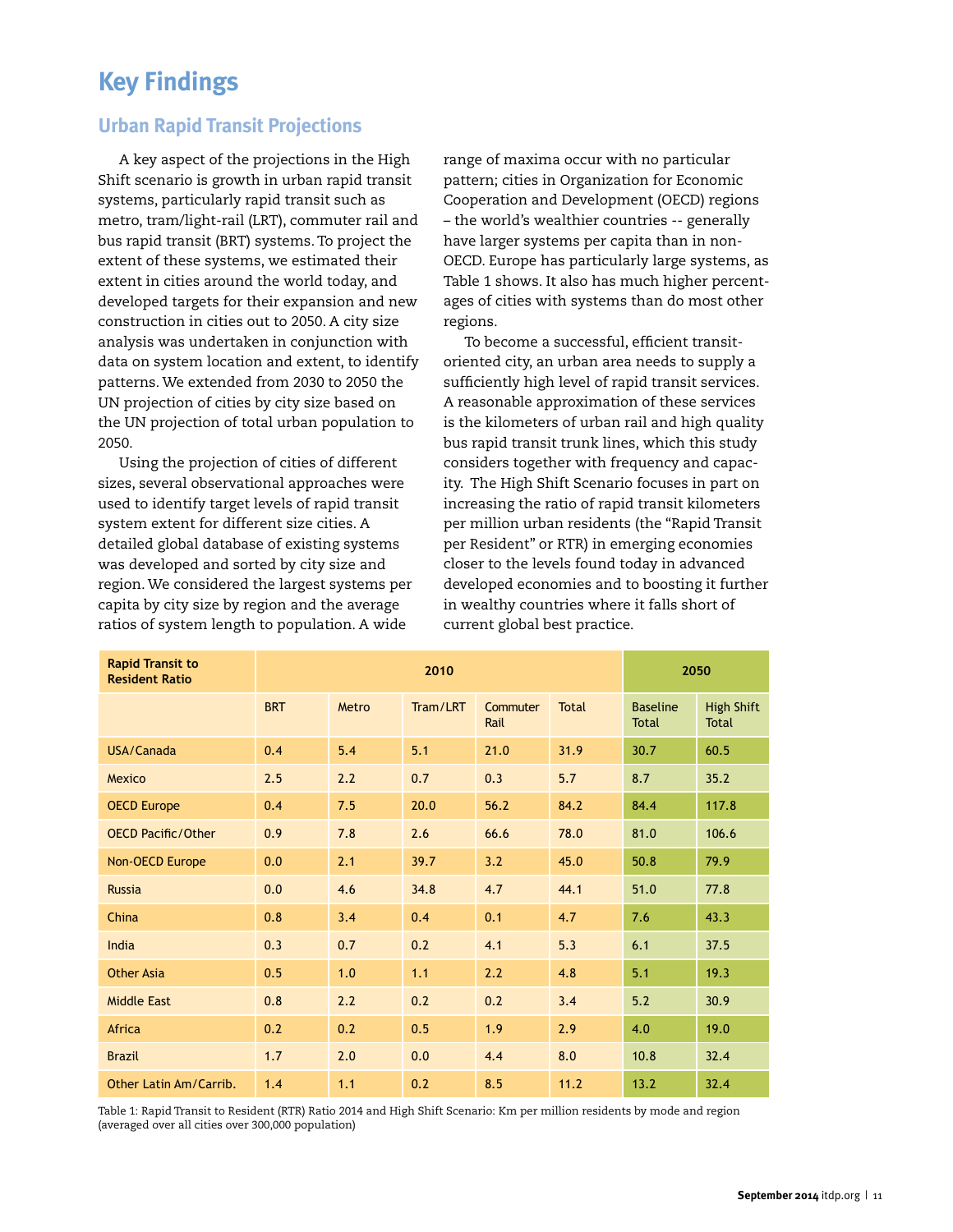# Key Findings

## Urban Rapid Transit Projections

A key aspect of the projections in the High Shift scenario is growth in urban rapid transit systems, particularly rapid transit such as metro, tram/light-rail (LRT), commuter rail and bus rapid transit (BRT) systems. To project the extent of these systems, we estimated their extent in cities around the world today, and developed targets for their expansion and new construction in cities out to 2050. A city size analysis was undertaken in conjunction with data on system location and extent, to identify patterns. We extended from 2030 to 2050 the UN projection of cities by city size based on the UN projection of total urban population to 2050.

Using the projection of cities of different sizes, several observational approaches were used to identify target levels of rapid transit system extent for different size cities. A detailed global database of existing systems was developed and sorted by city size and region. We considered the largest systems per capita by city size by region and the average ratios of system length to population. A wide range of maxima occur with no particular pattern; cities in Organization for Economic Cooperation and Development (OECD) regions – the world's wealthier countries -- generally have larger systems per capita than in non-OECD. Europe has particularly large systems, as Table 1 shows. It also has much higher percentages of cities with systems than do most other regions.

To become a successful, efficient transit-oriented city, an urban area needs to supply a sufficiently high level of rapid transit services. A reasonable approximation of these services is the kilometers of urban rail and high quality bus rapid transit trunk lines, which this study considers together with frequency and capacity. The High Shift Scenario focuses in part on increasing the ratio of rapid transit kilometers per million urban residents (the "Rapid Transit per Resident" or RTR) in emerging economies closer to the levels found today in advanced developed economies and to boosting it further in wealthy countries where it falls short of current global best practice.

| Rapid Transit to Resident Ratio | 2010 | | | | | 2050 | |
|---|---|---|---|---|---|---|---|
| | BRT | Metro | Tram/LRT | Commuter Rail | Total | Baseline Total | High Shift Total |
| USA/Canada | 0.4 | 5.4 | 5.1 | 21.0 | 31.9 | 30.7 | 60.5 |
| Mexico | 2.5 | 2.2 | 0.7 | 0.3 | 5.7 | 8.7 | 35.2 |
| OECD Europe | 0.4 | 7.5 | 20.0 | 56.2 | 84.2 | 84.4 | 117.8 |
| OECD Pacific/Other | 0.9 | 7.8 | 2.6 | 66.6 | 78.0 | 81.0 | 106.6 |
| Non-OECD Europe | 0.0 | 2.1 | 39.7 | 3.2 | 45.0 | 50.8 | 79.9 |
| Russia | 0.0 | 4.6 | 34.8 | 4.7 | 44.1 | 51.0 | 77.8 |
| China | 0.8 | 3.4 | 0.4 | 0.1 | 4.7 | 7.6 | 43.3 |
| India | 0.3 | 0.7 | 0.2 | 4.1 | 5.3 | 6.1 | 37.5 |
| Other Asia | 0.5 | 1.0 | 1.1 | 2.2 | 4.8 | 5.1 | 19.3 |
| Middle East | 0.8 | 2.2 | 0.2 | 0.2 | 3.4 | 5.2 | 30.9 |
| Africa | 0.2 | 0.2 | 0.5 | 1.9 | 2.9 | 4.0 | 19.0 |
| Brazil | 1.7 | 2.0 | 0.0 | 4.4 | 8.0 | 10.8 | 32.4 |
| Other Latin Am/Carrib. | 1.4 | 1.1 | 0.2 | 8.5 | 11.2 | 13.2 | 32.4 |

Table 1: Rapid Transit to Resident (RTR) Ratio 2014 and High Shift Scenario: Km per million residents by mode and region (averaged over all cities over 300,000 population)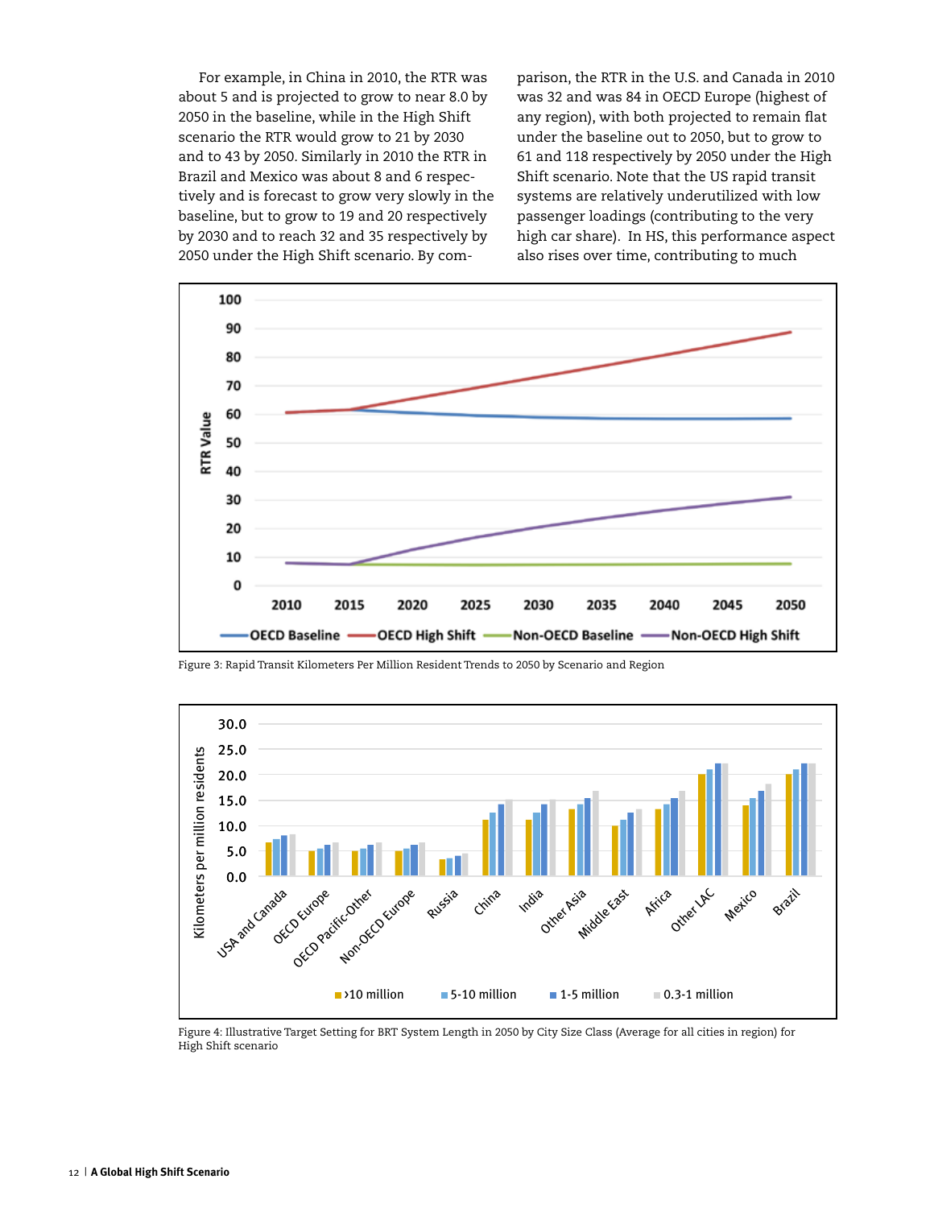For example, in China in 2010, the RTR was about 5 and is projected to grow to near 8.0 by 2050 in the baseline, while in the High Shift scenario the RTR would grow to 21 by 2030 and to 43 by 2050. Similarly in 2010 the RTR in Brazil and Mexico was about 8 and 6 respectively and is forecast to grow very slowly in the baseline, but to grow to 19 and 20 respectively by 2030 and to reach 32 and 35 respectively by 2050 under the High Shift scenario. By comparison, the RTR in the U.S. and Canada in 2010 was 32 and was 84 in OECD Europe (highest of any region), with both projected to remain flat under the baseline out to 2050, but to grow to 61 and 118 respectively by 2050 under the High Shift scenario. Note that the US rapid transit systems are relatively underutilized with low passenger loadings (contributing to the very high car share). In HS, this performance aspect also rises over time, contributing to much

Figure 3: Rapid Transit Kilometers Per Million Resident Trends to 2050 by Scenario and Region

Figure 4: Illustrative Target Setting for BRT System Length in 2050 by City Size Class (Average for all cities in region) for High Shift scenario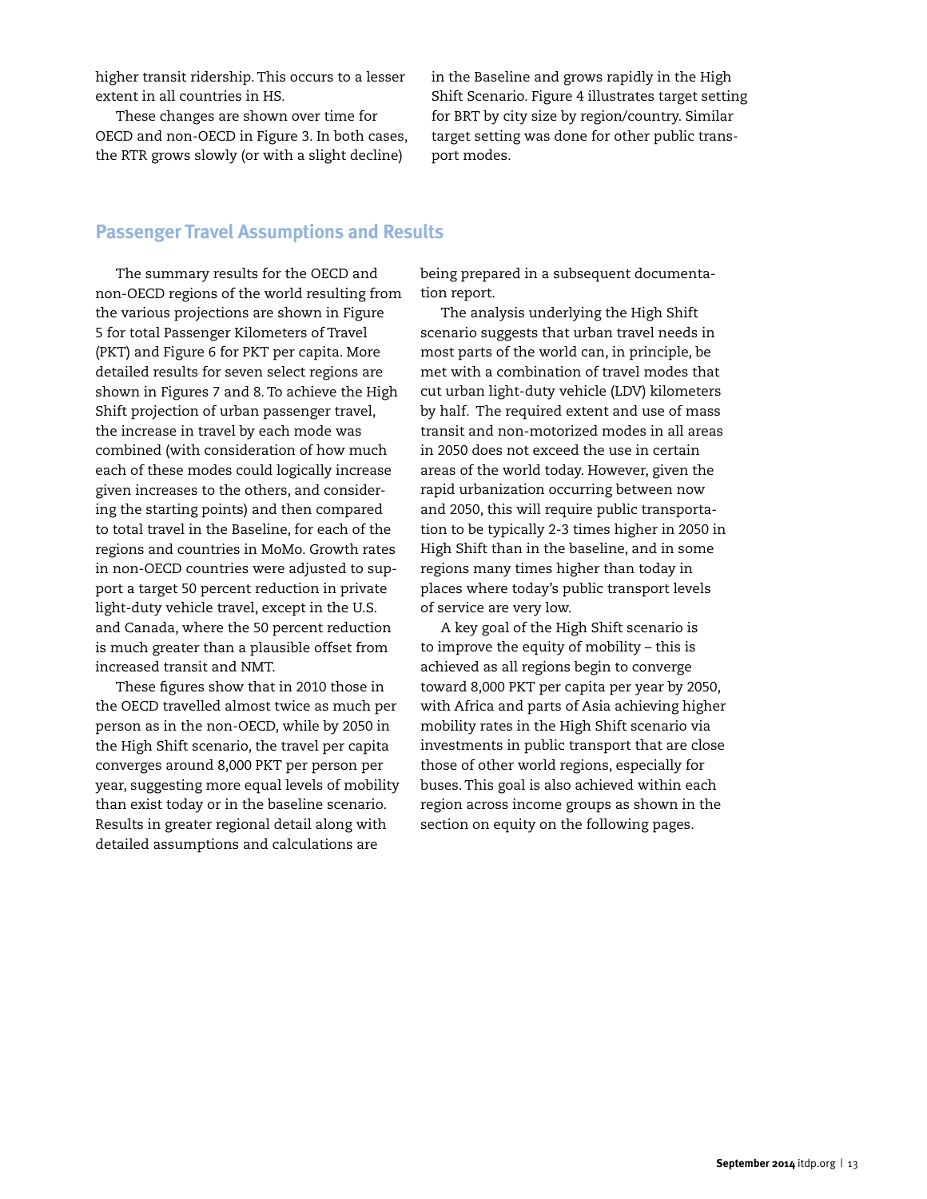higher transit ridership. This occurs to a lesser extent in all countries in HS.

These changes are shown over time for OECD and non-OECD in Figure 3. In both cases, the RTR grows slowly (or with a slight decline) in the Baseline and grows rapidly in the High Shift Scenario. Figure 4 illustrates target setting for BRT by city size by region/country. Similar target setting was done for other public transport modes.

## Passenger Travel Assumptions and Results

The summary results for the OECD and non-OECD regions of the world resulting from the various projections are shown in Figure 5 for total Passenger Kilometers of Travel (PKT) and Figure 6 for PKT per capita. More detailed results for seven select regions are shown in Figures 7 and 8. To achieve the High Shift projection of urban passenger travel, the increase in travel by each mode was combined (with consideration of how much each of these modes could logically increase given increases to the others, and considering the starting points) and then compared to total travel in the Baseline, for each of the regions and countries in MoMo. Growth rates in non-OECD countries were adjusted to support a target 50 percent reduction in private light-duty vehicle travel, except in the U.S. and Canada, where the 50 percent reduction is much greater than a plausible offset from increased transit and NMT.

These figures show that in 2010 those in the OECD travelled almost twice as much per person as in the non-OECD, while by 2050 in the High Shift scenario, the travel per capita converges around 8,000 PKT per person per year, suggesting more equal levels of mobility than exist today or in the baseline scenario. Results in greater regional detail along with detailed assumptions and calculations are being prepared in a subsequent documentation report.

The analysis underlying the High Shift scenario suggests that urban travel needs in most parts of the world can, in principle, be met with a combination of travel modes that cut urban light-duty vehicle (LDV) kilometers by half. The required extent and use of mass transit and non-motorized modes in all areas in 2050 does not exceed the use in certain areas of the world today. However, given the rapid urbanization occurring between now and 2050, this will require public transportation to be typically 2-3 times higher in 2050 in High Shift than in the baseline, and in some regions many times higher than today in places where today's public transport levels of service are very low.

A key goal of the High Shift scenario is to improve the equity of mobility – this is achieved as all regions begin to converge toward 8,000 PKT per capita per year by 2050, with Africa and parts of Asia achieving higher mobility rates in the High Shift scenario via investments in public transport that are close those of other world regions, especially for buses. This goal is also achieved within each region across income groups as shown in the section on equity on the following pages.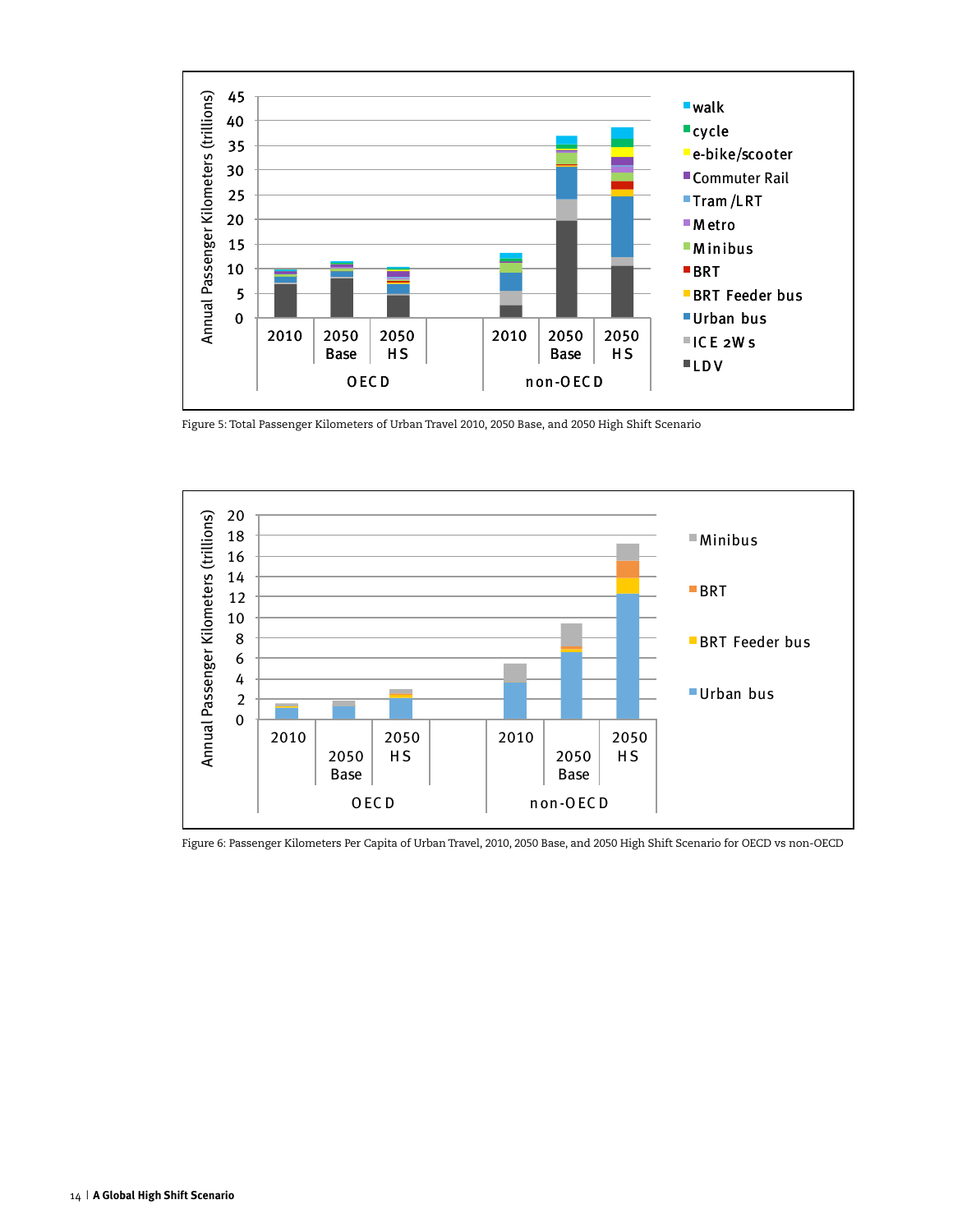Figure 5: Total Passenger Kilometers of Urban Travel 2010, 2050 Base, and 2050 High Shift Scenario

Figure 6: Passenger Kilometers Per Capita of Urban Travel, 2010, 2050 Base, and 2050 High Shift Scenario for OECD vs non-OECD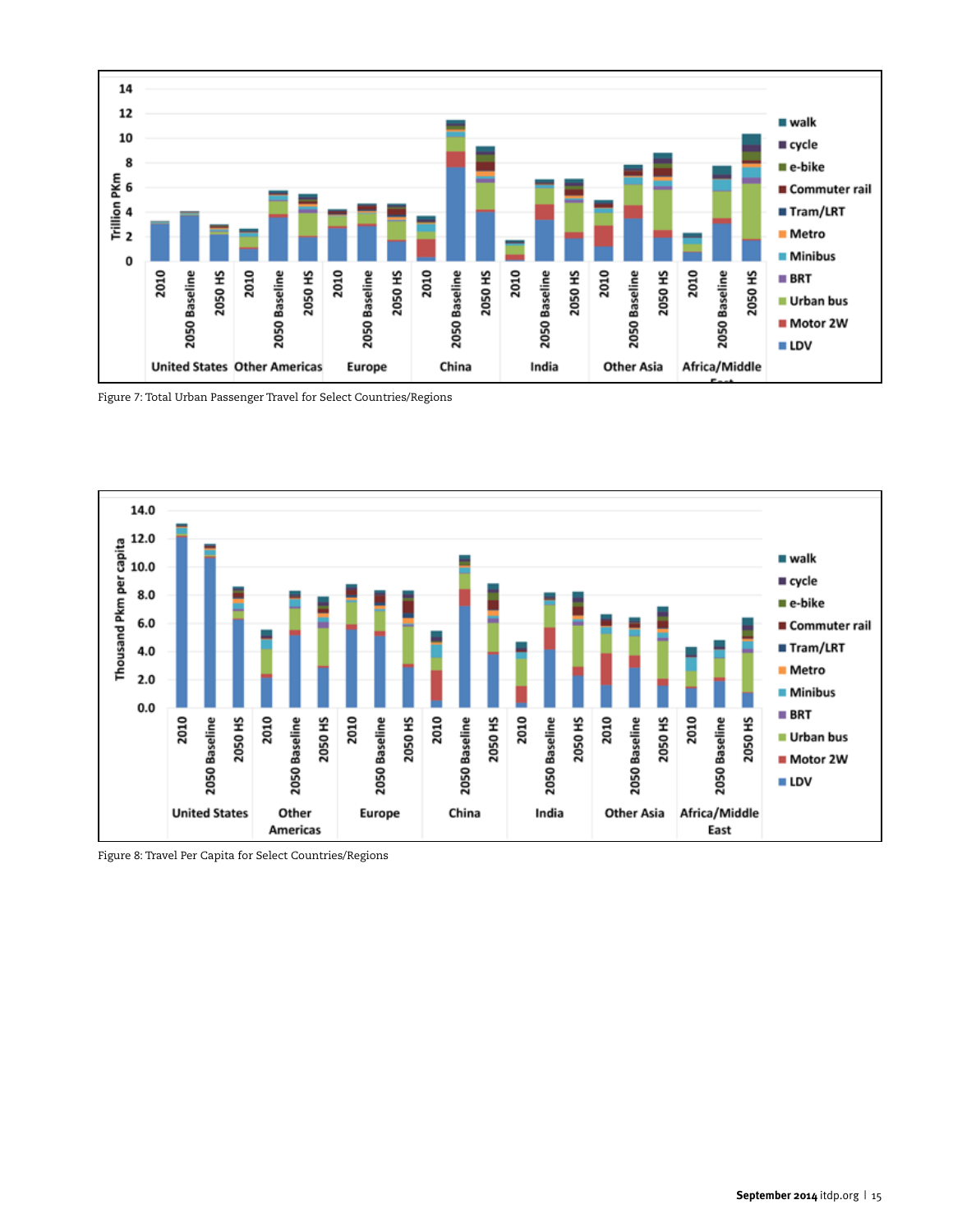Figure 7: Total Urban Passenger Travel for Select Countries/Regions

Figure 8: Travel Per Capita for Select Countries/Regions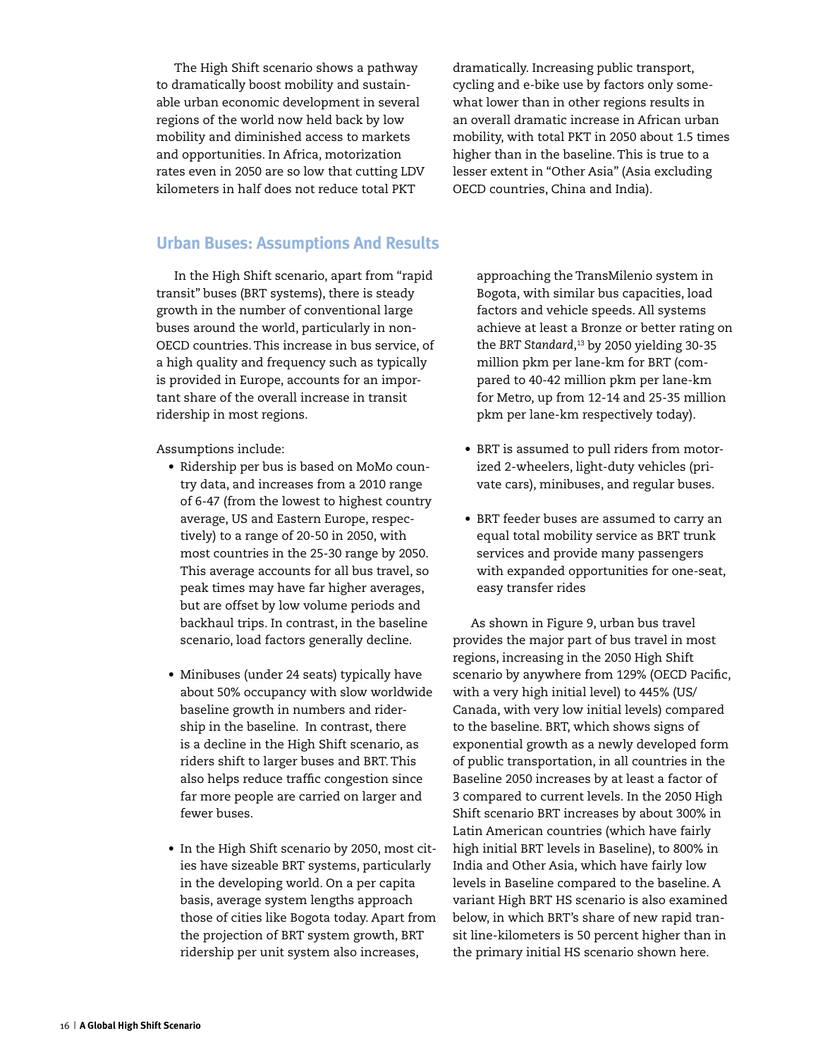The High Shift scenario shows a pathway to dramatically boost mobility and sustainable urban economic development in several regions of the world now held back by low mobility and diminished access to markets and opportunities. In Africa, motorization rates even in 2050 are so low that cutting LDV kilometers in half does not reduce total PKT dramatically. Increasing public transport, cycling and e-bike use by factors only somewhat lower than in other regions results in an overall dramatic increase in African urban mobility, with total PKT in 2050 about 1.5 times higher than in the baseline. This is true to a lesser extent in "Other Asia" (Asia excluding OECD countries, China and India).

## Urban Buses: Assumptions And Results

In the High Shift scenario, apart from "rapid transit" buses (BRT systems), there is steady growth in the number of conventional large buses around the world, particularly in non-OECD countries. This increase in bus service, of a high quality and frequency such as typically is provided in Europe, accounts for an important share of the overall increase in transit ridership in most regions.

Assumptions include:

- Ridership per bus is based on MoMo country data, and increases from a 2010 range of 6-47 (from the lowest to highest country average, US and Eastern Europe, respectively) to a range of 20-50 in 2050, with most countries in the 25-30 range by 2050. This average accounts for all bus travel, so peak times may have far higher averages, but are offset by low volume periods and backhaul trips. In contrast, in the baseline scenario, load factors generally decline.

- Minibuses (under 24 seats) typically have about 50% occupancy with slow worldwide baseline growth in numbers and ridership in the baseline. In contrast, there is a decline in the High Shift scenario, as riders shift to larger buses and BRT. This also helps reduce traffic congestion since far more people are carried on larger and fewer buses.

- In the High Shift scenario by 2050, most cities have sizeable BRT systems, particularly in the developing world. On a per capita basis, average system lengths approach those of cities like Bogota today. Apart from the projection of BRT system growth, BRT ridership per unit system also increases, approaching the TransMilenio system in Bogota, with similar bus capacities, load factors and vehicle speeds. All systems achieve at least a Bronze or better rating on the *BRT Standard*,[13] by 2050 yielding 30-35 million pkm per lane-km for BRT (compared to 40-42 million pkm per lane-km for Metro, up from 12-14 and 25-35 million pkm per lane-km respectively today).

- BRT is assumed to pull riders from motorized 2-wheelers, light-duty vehicles (private cars), minibuses, and regular buses.

- BRT feeder buses are assumed to carry an equal total mobility service as BRT trunk services and provide many passengers with expanded opportunities for one-seat, easy transfer rides

As shown in Figure 9, urban bus travel provides the major part of bus travel in most regions, increasing in the 2050 High Shift scenario by anywhere from 129% (OECD Pacific, with a very high initial level) to 445% (US/Canada, with very low initial levels) compared to the baseline. BRT, which shows signs of exponential growth as a newly developed form of public transportation, in all countries in the Baseline 2050 increases by at least a factor of 3 compared to current levels. In the 2050 High Shift scenario BRT increases by about 300% in Latin American countries (which have fairly high initial BRT levels in Baseline), to 800% in India and Other Asia, which have fairly low levels in Baseline compared to the baseline. A variant High BRT HS scenario is also examined below, in which BRT's share of new rapid transit line-kilometers is 50 percent higher than in the primary initial HS scenario shown here.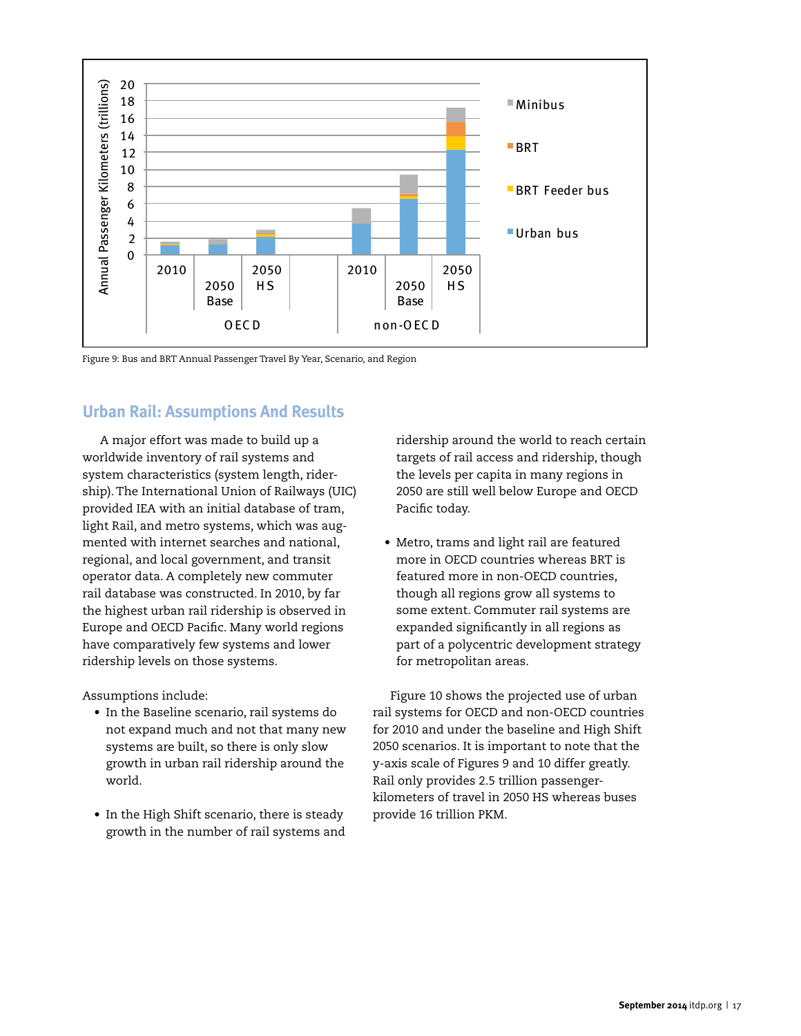Figure 9: Bus and BRT Annual Passenger Travel By Year, Scenario, and Region

## Urban Rail: Assumptions And Results

A major effort was made to build up a worldwide inventory of rail systems and system characteristics (system length, ridership). The International Union of Railways (UIC) provided IEA with an initial database of tram, light Rail, and metro systems, which was augmented with internet searches and national, regional, and local government, and transit operator data. A completely new commuter rail database was constructed. In 2010, by far the highest urban rail ridership is observed in Europe and OECD Pacific. Many world regions have comparatively few systems and lower ridership levels on those systems.

Assumptions include:

- In the Baseline scenario, rail systems do not expand much and not that many new systems are built, so there is only slow growth in urban rail ridership around the world.
- In the High Shift scenario, there is steady growth in the number of rail systems and ridership around the world to reach certain targets of rail access and ridership, though the levels per capita in many regions in 2050 are still well below Europe and OECD Pacific today.
- Metro, trams and light rail are featured more in OECD countries whereas BRT is featured more in non-OECD countries, though all regions grow all systems to some extent. Commuter rail systems are expanded significantly in all regions as part of a polycentric development strategy for metropolitan areas.

Figure 10 shows the projected use of urban rail systems for OECD and non-OECD countries for 2010 and under the baseline and High Shift 2050 scenarios. It is important to note that the y-axis scale of Figures 9 and 10 differ greatly. Rail only provides 2.5 trillion passenger-kilometers of travel in 2050 HS whereas buses provide 16 trillion PKM.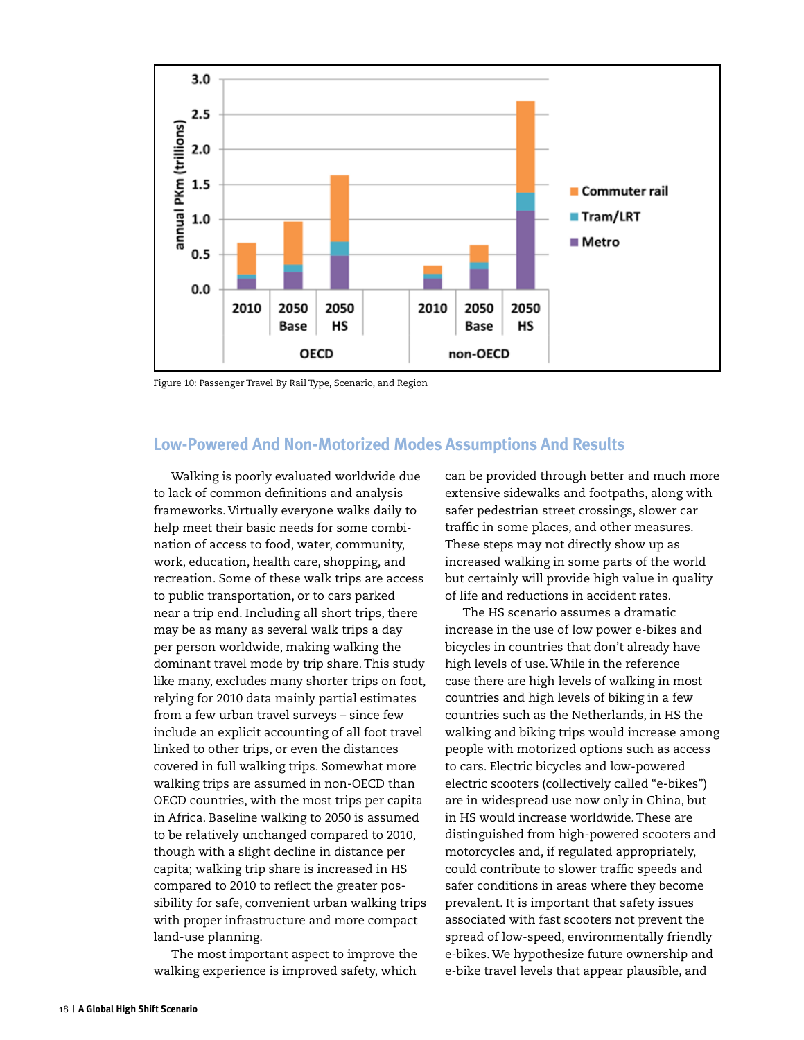Figure 10: Passenger Travel By Rail Type, Scenario, and Region

## Low-Powered And Non-Motorized Modes Assumptions And Results

Walking is poorly evaluated worldwide due to lack of common definitions and analysis frameworks. Virtually everyone walks daily to help meet their basic needs for some combination of access to food, water, community, work, education, health care, shopping, and recreation. Some of these walk trips are access to public transportation, or to cars parked near a trip end. Including all short trips, there may be as many as several walk trips a day per person worldwide, making walking the dominant travel mode by trip share. This study like many, excludes many shorter trips on foot, relying for 2010 data mainly partial estimates from a few urban travel surveys – since few include an explicit accounting of all foot travel linked to other trips, or even the distances covered in full walking trips. Somewhat more walking trips are assumed in non-OECD than OECD countries, with the most trips per capita in Africa. Baseline walking to 2050 is assumed to be relatively unchanged compared to 2010, though with a slight decline in distance per capita; walking trip share is increased in HS compared to 2010 to reflect the greater possibility for safe, convenient urban walking trips with proper infrastructure and more compact land-use planning.

The most important aspect to improve the walking experience is improved safety, which can be provided through better and much more extensive sidewalks and footpaths, along with safer pedestrian street crossings, slower car traffic in some places, and other measures. These steps may not directly show up as increased walking in some parts of the world but certainly will provide high value in quality of life and reductions in accident rates.

The HS scenario assumes a dramatic increase in the use of low power e-bikes and bicycles in countries that don't already have high levels of use. While in the reference case there are high levels of walking in most countries and high levels of biking in a few countries such as the Netherlands, in HS the walking and biking trips would increase among people with motorized options such as access to cars. Electric bicycles and low-powered electric scooters (collectively called "e-bikes") are in widespread use now only in China, but in HS would increase worldwide. These are distinguished from high-powered scooters and motorcycles and, if regulated appropriately, could contribute to slower traffic speeds and safer conditions in areas where they become prevalent. It is important that safety issues associated with fast scooters not prevent the spread of low-speed, environmentally friendly e-bikes. We hypothesize future ownership and e-bike travel levels that appear plausible, and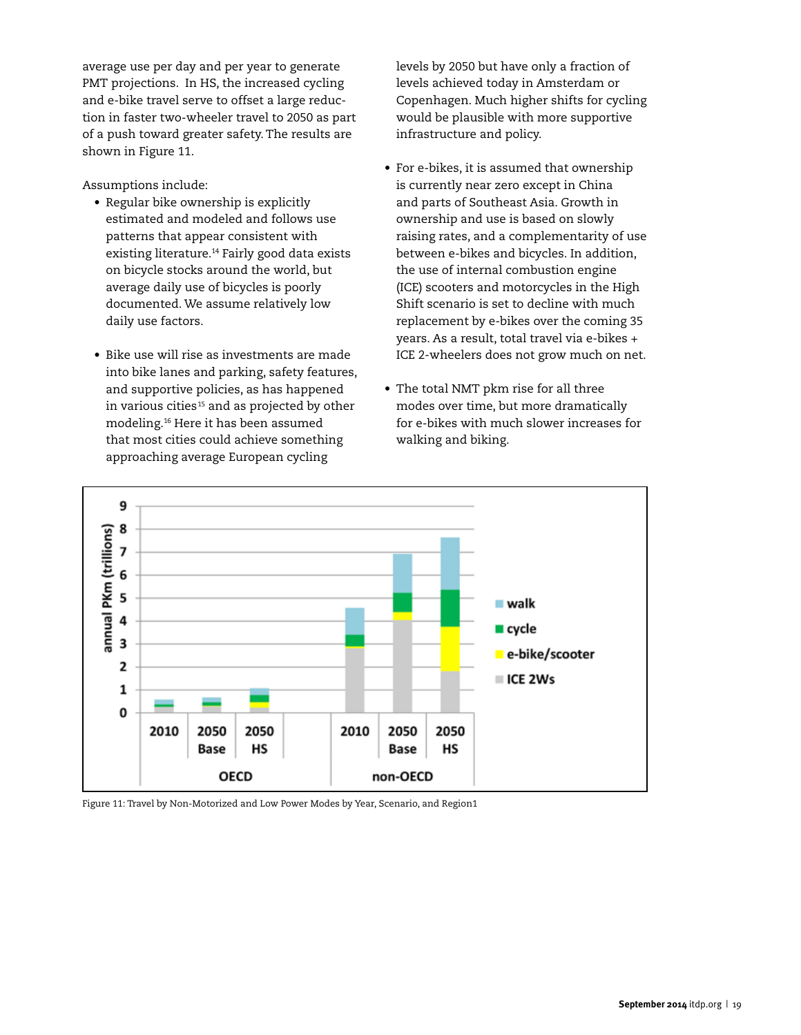average use per day and per year to generate PMT projections. In HS, the increased cycling and e-bike travel serve to offset a large reduction in faster two-wheeler travel to 2050 as part of a push toward greater safety. The results are shown in Figure 11.

Assumptions include:

- Regular bike ownership is explicitly estimated and modeled and follows use patterns that appear consistent with existing literature.[14] Fairly good data exists on bicycle stocks around the world, but average daily use of bicycles is poorly documented. We assume relatively low daily use factors.

- Bike use will rise as investments are made into bike lanes and parking, safety features, and supportive policies, as has happened in various cities[15] and as projected by other modeling.[16] Here it has been assumed that most cities could achieve something approaching average European cycling levels by 2050 but have only a fraction of levels achieved today in Amsterdam or Copenhagen. Much higher shifts for cycling would be plausible with more supportive infrastructure and policy.

- For e-bikes, it is assumed that ownership is currently near zero except in China and parts of Southeast Asia. Growth in ownership and use is based on slowly raising rates, and a complementarity of use between e-bikes and bicycles. In addition, the use of internal combustion engine (ICE) scooters and motorcycles in the High Shift scenario is set to decline with much replacement by e-bikes over the coming 35 years. As a result, total travel via e-bikes + ICE 2-wheelers does not grow much on net.

- The total NMT pkm rise for all three modes over time, but more dramatically for e-bikes with much slower increases for walking and biking.

Figure 11: Travel by Non-Motorized and Low Power Modes by Year, Scenario, and Region1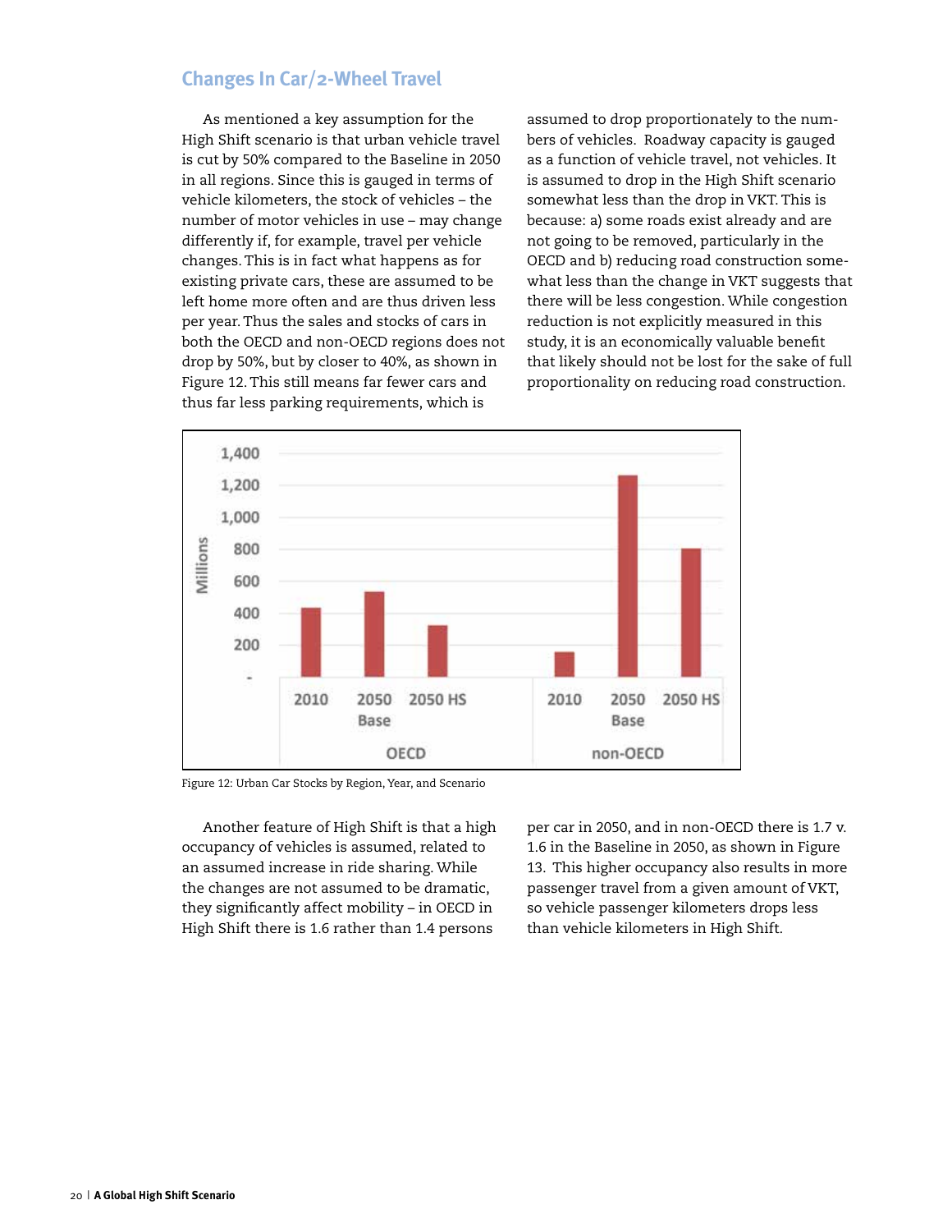## Changes In Car/2-Wheel Travel

As mentioned a key assumption for the High Shift scenario is that urban vehicle travel is cut by 50% compared to the Baseline in 2050 in all regions. Since this is gauged in terms of vehicle kilometers, the stock of vehicles – the number of motor vehicles in use – may change differently if, for example, travel per vehicle changes. This is in fact what happens as for existing private cars, these are assumed to be left home more often and are thus driven less per year. Thus the sales and stocks of cars in both the OECD and non-OECD regions does not drop by 50%, but by closer to 40%, as shown in Figure 12. This still means far fewer cars and thus far less parking requirements, which is assumed to drop proportionately to the numbers of vehicles. Roadway capacity is gauged as a function of vehicle travel, not vehicles. It is assumed to drop in the High Shift scenario somewhat less than the drop in VKT. This is because: a) some roads exist already and are not going to be removed, particularly in the OECD and b) reducing road construction somewhat less than the change in VKT suggests that there will be less congestion. While congestion reduction is not explicitly measured in this study, it is an economically valuable benefit that likely should not be lost for the sake of full proportionality on reducing road construction.

Figure 12: Urban Car Stocks by Region, Year, and Scenario

Another feature of High Shift is that a high occupancy of vehicles is assumed, related to an assumed increase in ride sharing. While the changes are not assumed to be dramatic, they significantly affect mobility – in OECD in High Shift there is 1.6 rather than 1.4 persons per car in 2050, and in non-OECD there is 1.7 v. 1.6 in the Baseline in 2050, as shown in Figure 13. This higher occupancy also results in more passenger travel from a given amount of VKT, so vehicle passenger kilometers drops less than vehicle kilometers in High Shift.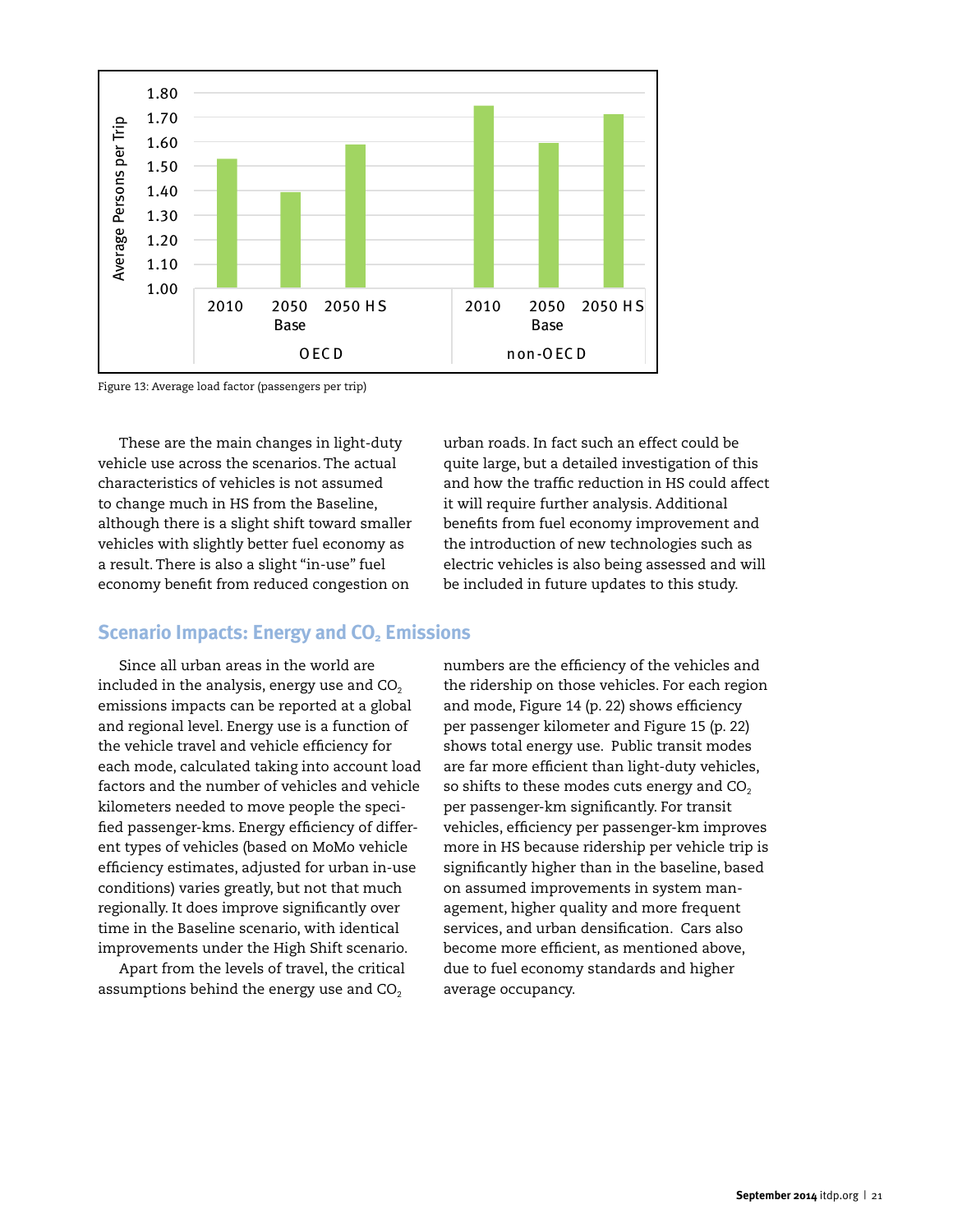Figure 13: Average load factor (passengers per trip)

These are the main changes in light-duty vehicle use across the scenarios. The actual characteristics of vehicles is not assumed to change much in HS from the Baseline, although there is a slight shift toward smaller vehicles with slightly better fuel economy as a result. There is also a slight "in-use" fuel economy benefit from reduced congestion on urban roads. In fact such an effect could be quite large, but a detailed investigation of this and how the traffic reduction in HS could affect it will require further analysis. Additional benefits from fuel economy improvement and the introduction of new technologies such as electric vehicles is also being assessed and will be included in future updates to this study.

## Scenario Impacts: Energy and $CO_2$ Emissions

Since all urban areas in the world are included in the analysis, energy use and $CO_2$ emissions impacts can be reported at a global and regional level. Energy use is a function of the vehicle travel and vehicle efficiency for each mode, calculated taking into account load factors and the number of vehicles and vehicle kilometers needed to move people the specified passenger-kms. Energy efficiency of different types of vehicles (based on MoMo vehicle efficiency estimates, adjusted for urban in-use conditions) varies greatly, but not that much regionally. It does improve significantly over time in the Baseline scenario, with identical improvements under the High Shift scenario.

Apart from the levels of travel, the critical assumptions behind the energy use and $CO_2$ numbers are the efficiency of the vehicles and the ridership on those vehicles. For each region and mode, Figure 14 (p. 22) shows efficiency per passenger kilometer and Figure 15 (p. 22) shows total energy use. Public transit modes are far more efficient than light-duty vehicles, so shifts to these modes cuts energy and $CO_2$ per passenger-km significantly. For transit vehicles, efficiency per passenger-km improves more in HS because ridership per vehicle trip is significantly higher than in the baseline, based on assumed improvements in system management, higher quality and more frequent services, and urban densification. Cars also become more efficient, as mentioned above, due to fuel economy standards and higher average occupancy.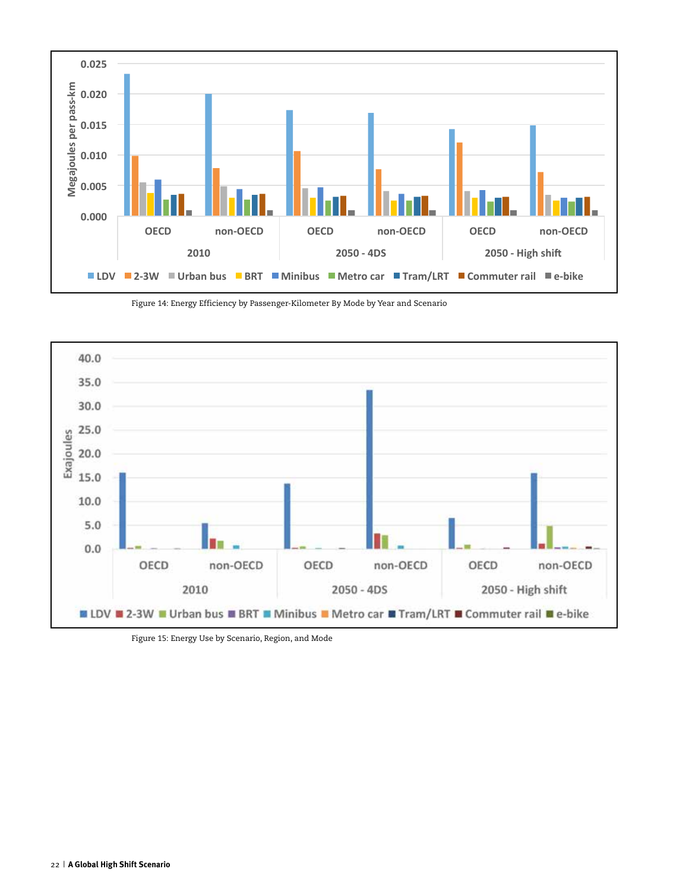Figure 14: Energy Efficiency by Passenger-Kilometer By Mode by Year and Scenario

Figure 15: Energy Use by Scenario, Region, and Mode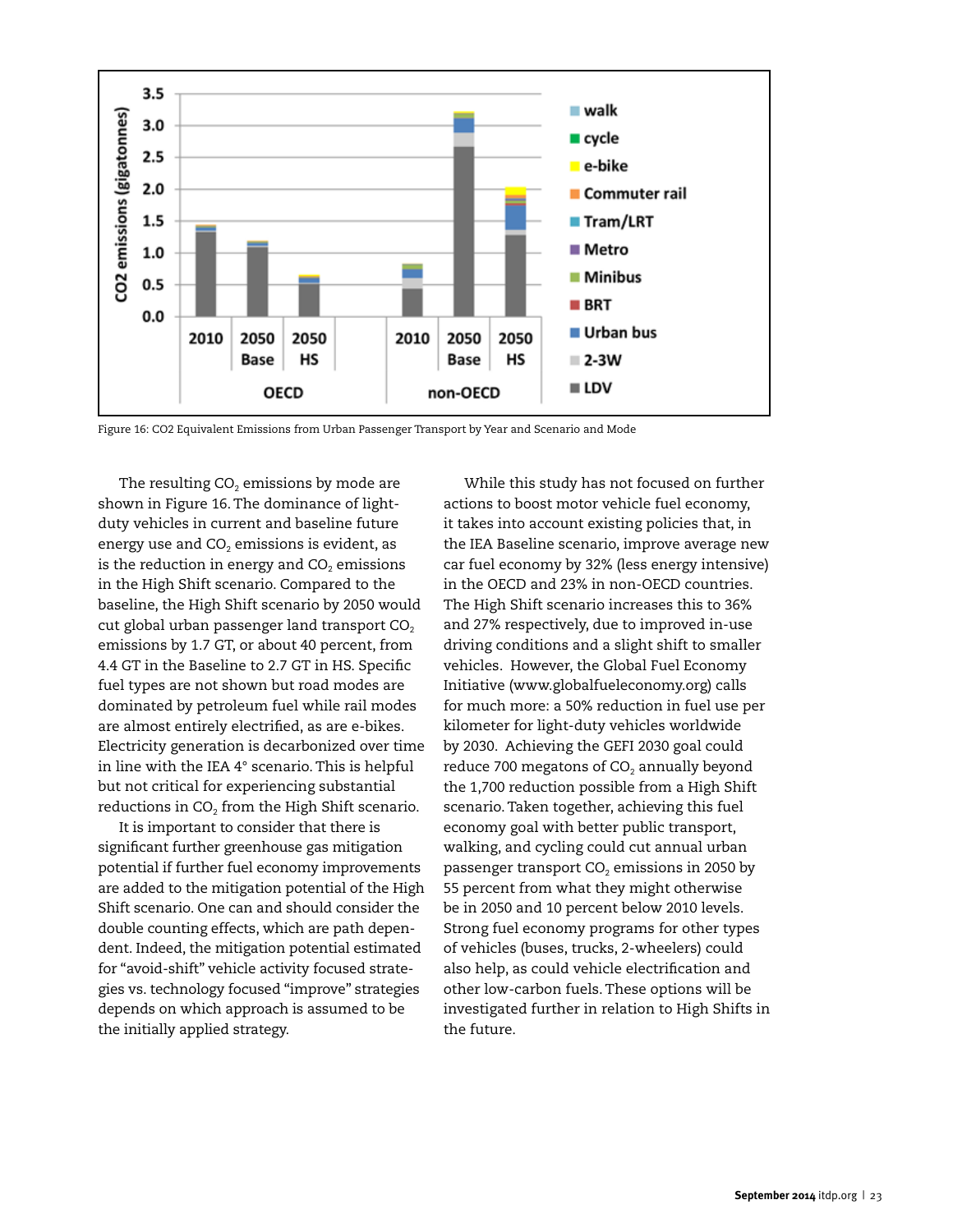Figure 16: CO2 Equivalent Emissions from Urban Passenger Transport by Year and Scenario and Mode

The resulting $CO_2$ emissions by mode are shown in Figure 16. The dominance of light-duty vehicles in current and baseline future energy use and $CO_2$ emissions is evident, as is the reduction in energy and $CO_2$ emissions in the High Shift scenario. Compared to the baseline, the High Shift scenario by 2050 would cut global urban passenger land transport $CO_2$ emissions by 1.7 GT, or about 40 percent, from 4.4 GT in the Baseline to 2.7 GT in HS. Specific fuel types are not shown but road modes are dominated by petroleum fuel while rail modes are almost entirely electrified, as are e-bikes. Electricity generation is decarbonized over time in line with the IEA 4° scenario. This is helpful but not critical for experiencing substantial reductions in $CO_2$ from the High Shift scenario.

It is important to consider that there is significant further greenhouse gas mitigation potential if further fuel economy improvements are added to the mitigation potential of the High Shift scenario. One can and should consider the double counting effects, which are path dependent. Indeed, the mitigation potential estimated for "avoid-shift" vehicle activity focused strategies vs. technology focused "improve" strategies depends on which approach is assumed to be the initially applied strategy.

While this study has not focused on further actions to boost motor vehicle fuel economy, it takes into account existing policies that, in the IEA Baseline scenario, improve average new car fuel economy by 32% (less energy intensive) in the OECD and 23% in non-OECD countries. The High Shift scenario increases this to 36% and 27% respectively, due to improved in-use driving conditions and a slight shift to smaller vehicles. However, the Global Fuel Economy Initiative (www.globalfueleconomy.org) calls for much more: a 50% reduction in fuel use per kilometer for light-duty vehicles worldwide by 2030. Achieving the GEFI 2030 goal could reduce 700 megatons of $CO_2$ annually beyond the 1,700 reduction possible from a High Shift scenario. Taken together, achieving this fuel economy goal with better public transport, walking, and cycling could cut annual urban passenger transport $CO_2$ emissions in 2050 by 55 percent from what they might otherwise be in 2050 and 10 percent below 2010 levels. Strong fuel economy programs for other types of vehicles (buses, trucks, 2-wheelers) could also help, as could vehicle electrification and other low-carbon fuels. These options will be investigated further in relation to High Shifts in the future.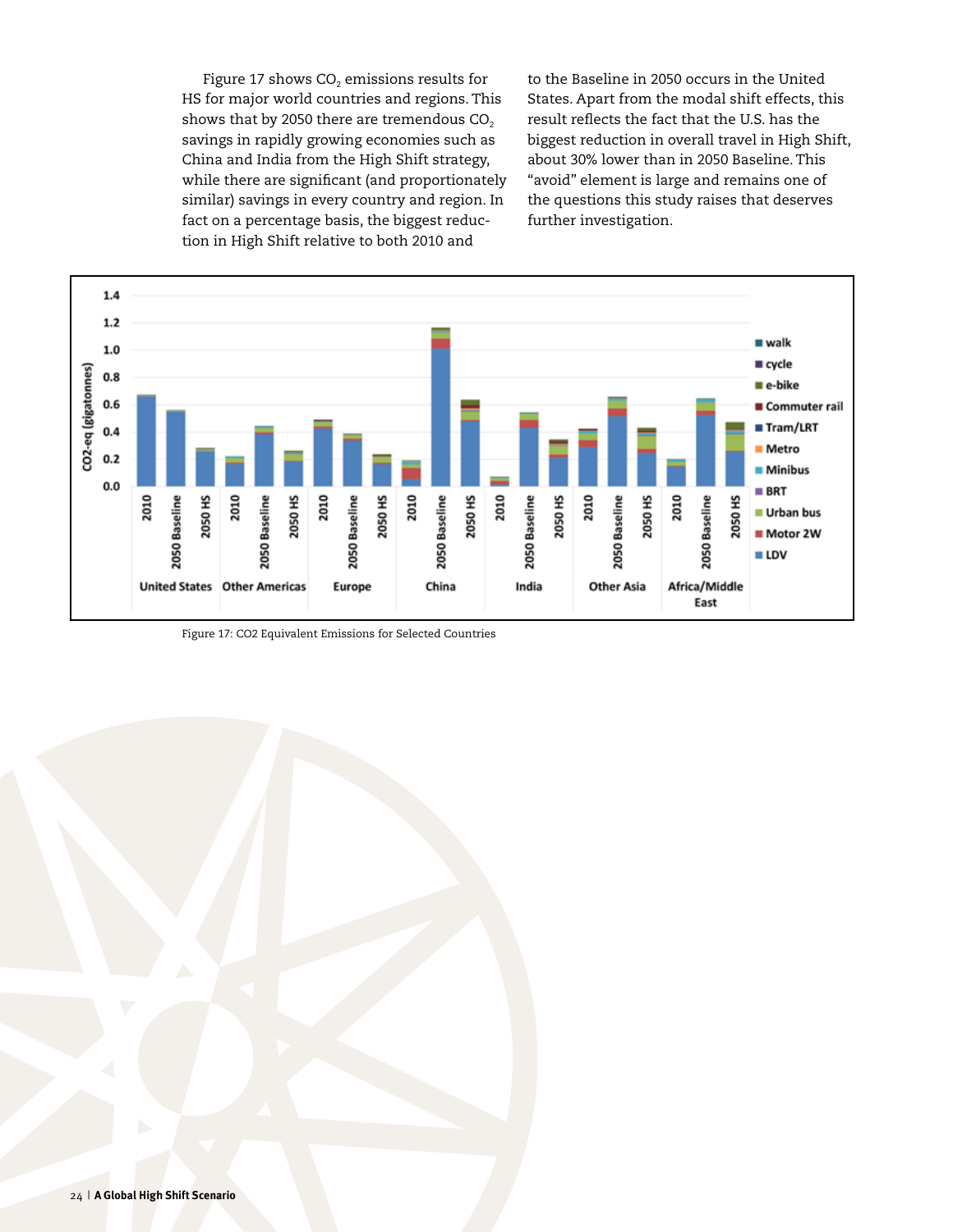Figure 17 shows $CO_2$ emissions results for HS for major world countries and regions. This shows that by 2050 there are tremendous $CO_2$ savings in rapidly growing economies such as China and India from the High Shift strategy, while there are significant (and proportionately similar) savings in every country and region. In fact on a percentage basis, the biggest reduction in High Shift relative to both 2010 and to the Baseline in 2050 occurs in the United States. Apart from the modal shift effects, this result reflects the fact that the U.S. has the biggest reduction in overall travel in High Shift, about 30% lower than in 2050 Baseline. This "avoid" element is large and remains one of the questions this study raises that deserves further investigation.

Figure 17: CO2 Equivalent Emissions for Selected Countries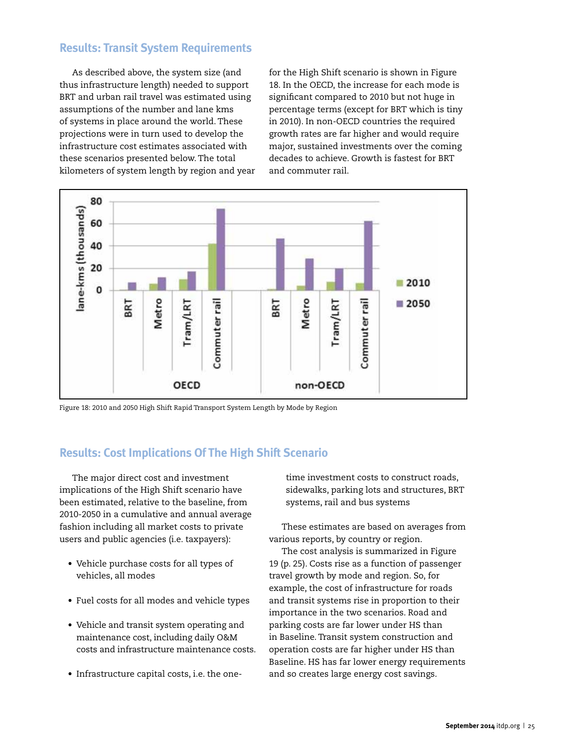## Results: Transit System Requirements

As described above, the system size (and thus infrastructure length) needed to support BRT and urban rail travel was estimated using assumptions of the number and lane kms of systems in place around the world. These projections were in turn used to develop the infrastructure cost estimates associated with these scenarios presented below. The total kilometers of system length by region and year for the High Shift scenario is shown in Figure 18. In the OECD, the increase for each mode is significant compared to 2010 but not huge in percentage terms (except for BRT which is tiny in 2010). In non-OECD countries the required growth rates are far higher and would require major, sustained investments over the coming decades to achieve. Growth is fastest for BRT and commuter rail.

Figure 18: 2010 and 2050 High Shift Rapid Transport System Length by Mode by Region

## Results: Cost Implications Of The High Shift Scenario

The major direct cost and investment implications of the High Shift scenario have been estimated, relative to the baseline, from 2010-2050 in a cumulative and annual average fashion including all market costs to private users and public agencies (i.e. taxpayers):

- Vehicle purchase costs for all types of vehicles, all modes
- Fuel costs for all modes and vehicle types
- Vehicle and transit system operating and maintenance cost, including daily O&M costs and infrastructure maintenance costs.
- Infrastructure capital costs, i.e. the one-time investment costs to construct roads, sidewalks, parking lots and structures, BRT systems, rail and bus systems

These estimates are based on averages from various reports, by country or region.

The cost analysis is summarized in Figure 19 (p. 25). Costs rise as a function of passenger travel growth by mode and region. So, for example, the cost of infrastructure for roads and transit systems rise in proportion to their importance in the two scenarios. Road and parking costs are far lower under HS than in Baseline. Transit system construction and operation costs are far higher under HS than Baseline. HS has far lower energy requirements and so creates large energy cost savings.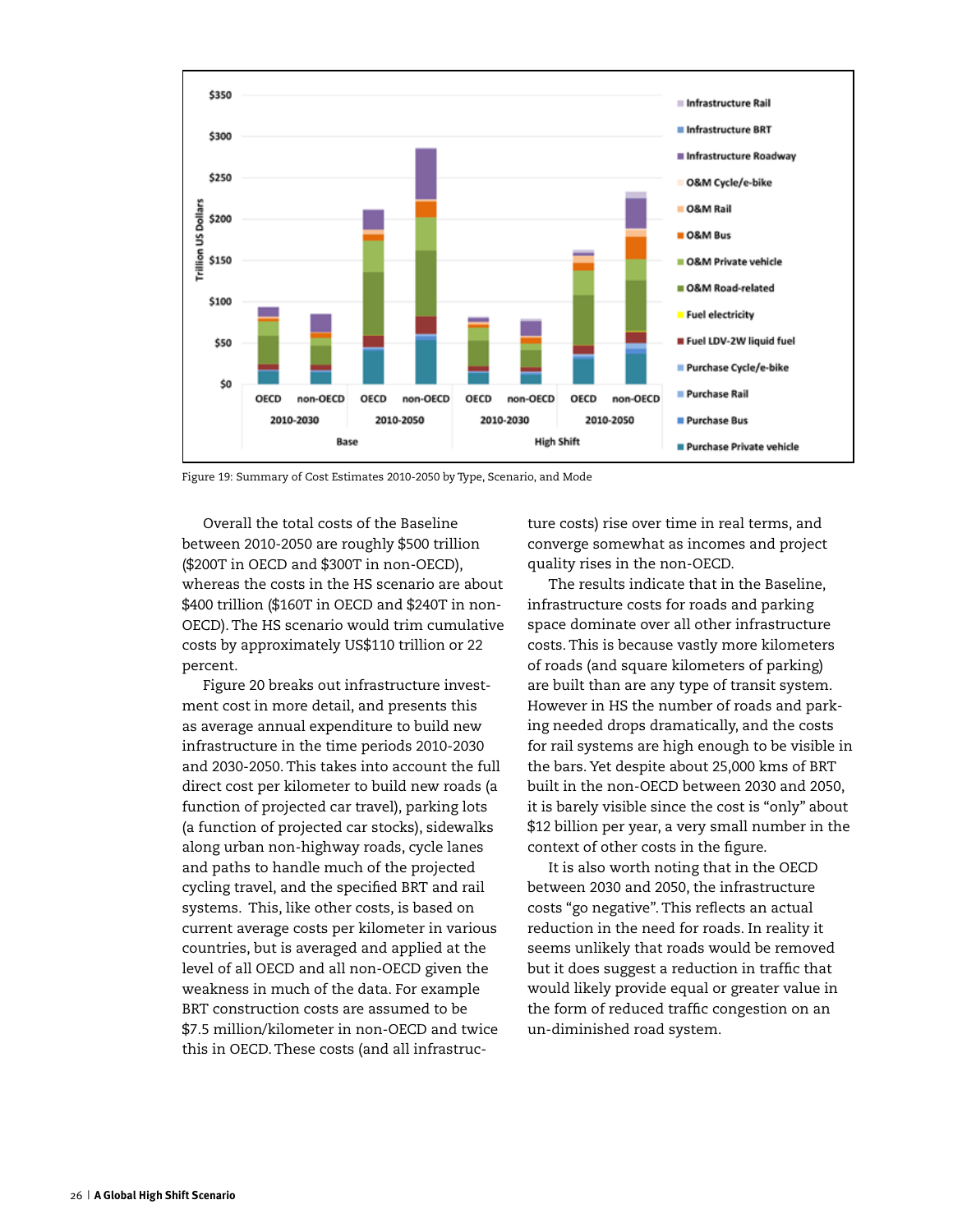Figure 19: Summary of Cost Estimates 2010-2050 by Type, Scenario, and Mode

Overall the total costs of the Baseline between 2010-2050 are roughly \$500 trillion (\$200T in OECD and \$300T in non-OECD), whereas the costs in the HS scenario are about \$400 trillion (\$160T in OECD and \$240T in non-OECD). The HS scenario would trim cumulative costs by approximately US\$110 trillion or 22 percent.

Figure 20 breaks out infrastructure investment cost in more detail, and presents this as average annual expenditure to build new infrastructure in the time periods 2010-2030 and 2030-2050. This takes into account the full direct cost per kilometer to build new roads (a function of projected car travel), parking lots (a function of projected car stocks), sidewalks along urban non-highway roads, cycle lanes and paths to handle much of the projected cycling travel, and the specified BRT and rail systems. This, like other costs, is based on current average costs per kilometer in various countries, but is averaged and applied at the level of all OECD and all non-OECD given the weakness in much of the data. For example BRT construction costs are assumed to be \$7.5 million/kilometer in non-OECD and twice this in OECD. These costs (and all infrastructure costs) rise over time in real terms, and converge somewhat as incomes and project quality rises in the non-OECD.

The results indicate that in the Baseline, infrastructure costs for roads and parking space dominate over all other infrastructure costs. This is because vastly more kilometers of roads (and square kilometers of parking) are built than are any type of transit system. However in HS the number of roads and parking needed drops dramatically, and the costs for rail systems are high enough to be visible in the bars. Yet despite about 25,000 kms of BRT built in the non-OECD between 2030 and 2050, it is barely visible since the cost is "only" about \$12 billion per year, a very small number in the context of other costs in the figure.

It is also worth noting that in the OECD between 2030 and 2050, the infrastructure costs "go negative". This reflects an actual reduction in the need for roads. In reality it seems unlikely that roads would be removed but it does suggest a reduction in traffic that would likely provide equal or greater value in the form of reduced traffic congestion on an un-diminished road system.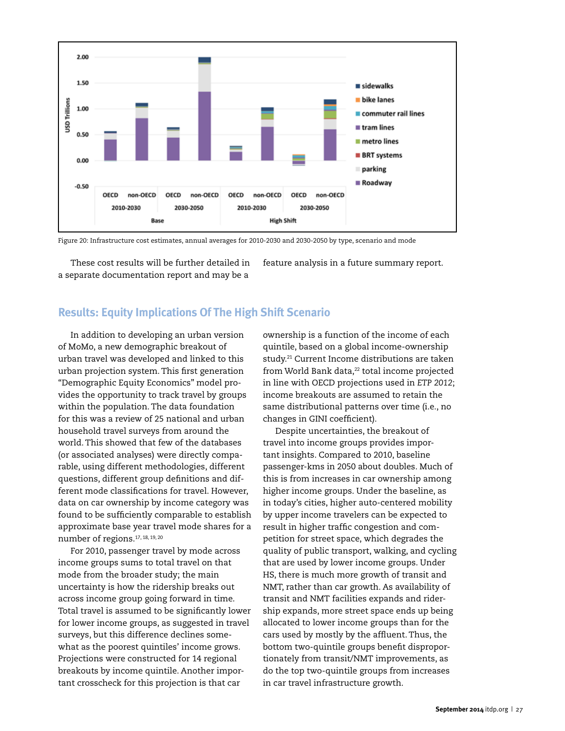Figure 20: Infrastructure cost estimates, annual averages for 2010-2030 and 2030-2050 by type, scenario and mode

These cost results will be further detailed in a separate documentation report and may be a feature analysis in a future summary report.

## Results: Equity Implications Of The High Shift Scenario

In addition to developing an urban version of MoMo, a new demographic breakout of urban travel was developed and linked to this urban projection system. This first generation "Demographic Equity Economics" model provides the opportunity to track travel by groups within the population. The data foundation for this was a review of 25 national and urban household travel surveys from around the world. This showed that few of the databases (or associated analyses) were directly comparable, using different methodologies, different questions, different group definitions and different mode classifications for travel. However, data on car ownership by income category was found to be sufficiently comparable to establish approximate base year travel mode shares for a number of regions.[17, 18, 19, 20]

For 2010, passenger travel by mode across income groups sums to total travel on that mode from the broader study; the main uncertainty is how the ridership breaks out across income group going forward in time. Total travel is assumed to be significantly lower for lower income groups, as suggested in travel surveys, but this difference declines somewhat as the poorest quintiles' income grows. Projections were constructed for 14 regional breakouts by income quintile. Another important crosscheck for this projection is that car ownership is a function of the income of each quintile, based on a global income-ownership study.[21] Current Income distributions are taken from World Bank data,[22] total income projected in line with OECD projections used in *ETP 2012*; income breakouts are assumed to retain the same distributional patterns over time (i.e., no changes in GINI coefficient).

Despite uncertainties, the breakout of travel into income groups provides important insights. Compared to 2010, baseline passenger-kms in 2050 about doubles. Much of this is from increases in car ownership among higher income groups. Under the baseline, as in today's cities, higher auto-centered mobility by upper income travelers can be expected to result in higher traffic congestion and competition for street space, which degrades the quality of public transport, walking, and cycling that are used by lower income groups. Under HS, there is much more growth of transit and NMT, rather than car growth. As availability of transit and NMT facilities expands and ridership expands, more street space ends up being allocated to lower income groups than for the cars used by mostly by the affluent. Thus, the bottom two-quintile groups benefit disproportionately from transit/NMT improvements, as do the top two-quintile groups from increases in car travel infrastructure growth.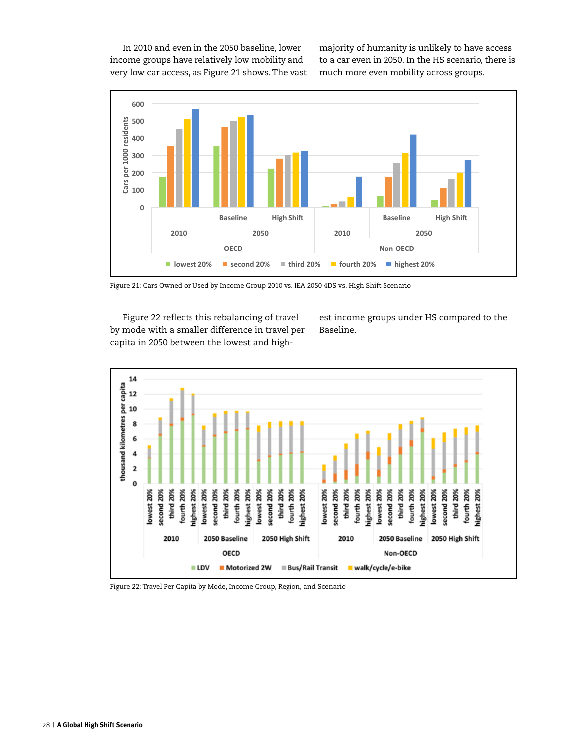In 2010 and even in the 2050 baseline, lower income groups have relatively low mobility and very low car access, as Figure 21 shows. The vast majority of humanity is unlikely to have access to a car even in 2050. In the HS scenario, there is much more even mobility across groups.

Figure 21: Cars Owned or Used by Income Group 2010 vs. IEA 2050 4DS vs. High Shift Scenario

Figure 22 reflects this rebalancing of travel by mode with a smaller difference in travel per capita in 2050 between the lowest and highest income groups under HS compared to the Baseline.

Figure 22: Travel Per Capita by Mode, Income Group, Region, and Scenario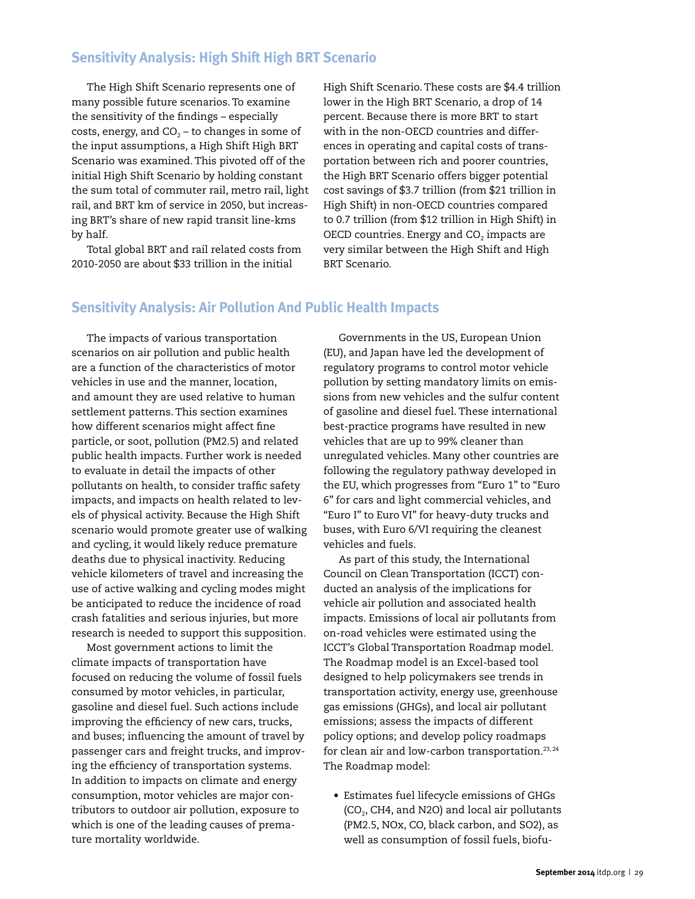## Sensitivity Analysis: High Shift High BRT Scenario

The High Shift Scenario represents one of many possible future scenarios. To examine the sensitivity of the findings – especially costs, energy, and $CO_2$ – to changes in some of the input assumptions, a High Shift High BRT Scenario was examined. This pivoted off of the initial High Shift Scenario by holding constant the sum total of commuter rail, metro rail, light rail, and BRT km of service in 2050, but increasing BRT's share of new rapid transit line-kms by half.

Total global BRT and rail related costs from 2010-2050 are about $33 trillion in the initial High Shift Scenario. These costs are $4.4 trillion lower in the High BRT Scenario, a drop of 14 percent. Because there is more BRT to start with in the non-OECD countries and differences in operating and capital costs of transportation between rich and poorer countries, the High BRT Scenario offers bigger potential cost savings of $3.7 trillion (from $21 trillion in High Shift) in non-OECD countries compared to 0.7 trillion (from $12 trillion in High Shift) in OECD countries. Energy and $CO_2$ impacts are very similar between the High Shift and High BRT Scenario.

## Sensitivity Analysis: Air Pollution And Public Health Impacts

The impacts of various transportation scenarios on air pollution and public health are a function of the characteristics of motor vehicles in use and the manner, location, and amount they are used relative to human settlement patterns. This section examines how different scenarios might affect fine particle, or soot, pollution (PM2.5) and related public health impacts. Further work is needed to evaluate in detail the impacts of other pollutants on health, to consider traffic safety impacts, and impacts on health related to levels of physical activity. Because the High Shift scenario would promote greater use of walking and cycling, it would likely reduce premature deaths due to physical inactivity. Reducing vehicle kilometers of travel and increasing the use of active walking and cycling modes might be anticipated to reduce the incidence of road crash fatalities and serious injuries, but more research is needed to support this supposition.

Most government actions to limit the climate impacts of transportation have focused on reducing the volume of fossil fuels consumed by motor vehicles, in particular, gasoline and diesel fuel. Such actions include improving the efficiency of new cars, trucks, and buses; influencing the amount of travel by passenger cars and freight trucks, and improving the efficiency of transportation systems. In addition to impacts on climate and energy consumption, motor vehicles are major contributors to outdoor air pollution, exposure to which is one of the leading causes of premature mortality worldwide.

Governments in the US, European Union (EU), and Japan have led the development of regulatory programs to control motor vehicle pollution by setting mandatory limits on emissions from new vehicles and the sulfur content of gasoline and diesel fuel. These international best-practice programs have resulted in new vehicles that are up to 99% cleaner than unregulated vehicles. Many other countries are following the regulatory pathway developed in the EU, which progresses from "Euro 1" to "Euro 6" for cars and light commercial vehicles, and "Euro I" to Euro VI" for heavy-duty trucks and buses, with Euro 6/VI requiring the cleanest vehicles and fuels.

As part of this study, the International Council on Clean Transportation (ICCT) conducted an analysis of the implications for vehicle air pollution and associated health impacts. Emissions of local air pollutants from on-road vehicles were estimated using the ICCT's Global Transportation Roadmap model. The Roadmap model is an Excel-based tool designed to help policymakers see trends in transportation activity, energy use, greenhouse gas emissions (GHGs), and local air pollutant emissions; assess the impacts of different policy options; and develop policy roadmaps for clean air and low-carbon transportation.[23, 24] The Roadmap model:

- Estimates fuel lifecycle emissions of GHGs ($CO_2$, CH4, and N2O) and local air pollutants (PM2.5, NOx, CO, black carbon, and SO2), as well as consumption of fossil fuels, biofu-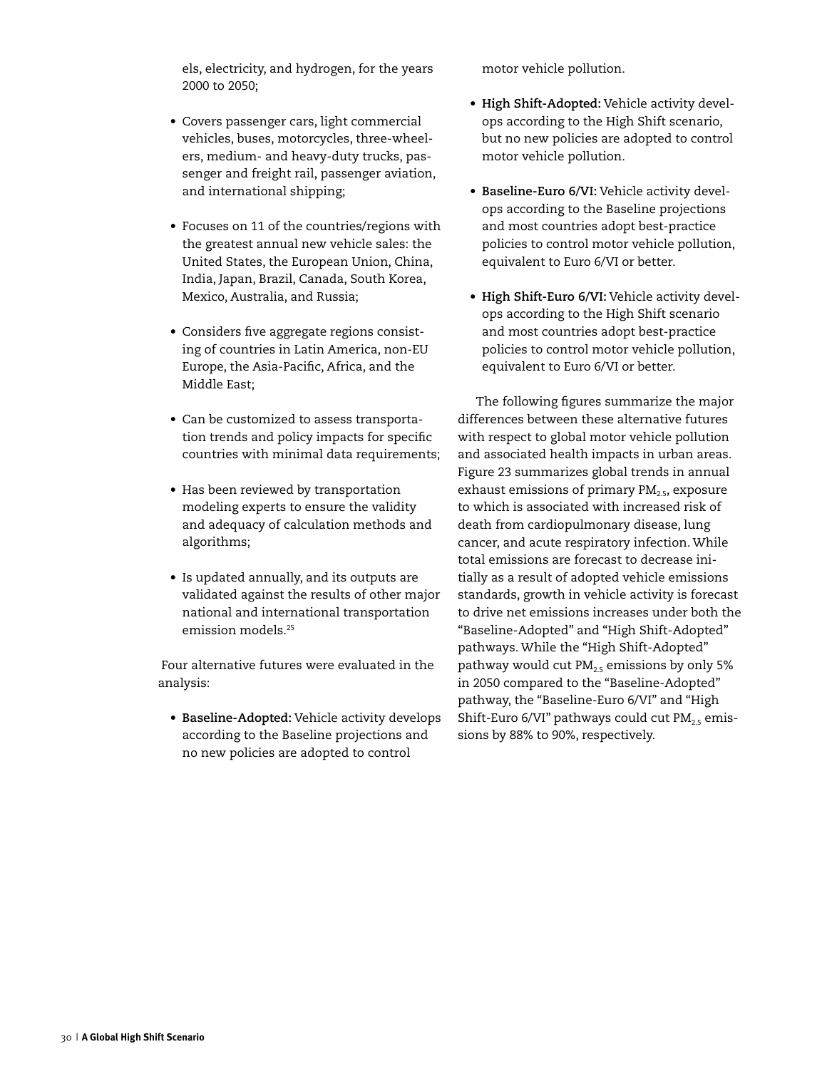els, electricity, and hydrogen, for the years 2000 to 2050;

- Covers passenger cars, light commercial vehicles, buses, motorcycles, three-wheelers, medium- and heavy-duty trucks, passenger and freight rail, passenger aviation, and international shipping;
- Focuses on 11 of the countries/regions with the greatest annual new vehicle sales: the United States, the European Union, China, India, Japan, Brazil, Canada, South Korea, Mexico, Australia, and Russia;
- Considers five aggregate regions consisting of countries in Latin America, non-EU Europe, the Asia-Pacific, Africa, and the Middle East;
- Can be customized to assess transportation trends and policy impacts for specific countries with minimal data requirements;
- Has been reviewed by transportation modeling experts to ensure the validity and adequacy of calculation methods and algorithms;
- Is updated annually, and its outputs are validated against the results of other major national and international transportation emission models.[25]

Four alternative futures were evaluated in the analysis:

- **Baseline-Adopted:** Vehicle activity develops according to the Baseline projections and no new policies are adopted to control motor vehicle pollution.
- **High Shift-Adopted:** Vehicle activity develops according to the High Shift scenario, but no new policies are adopted to control motor vehicle pollution.
- **Baseline-Euro 6/VI:** Vehicle activity develops according to the Baseline projections and most countries adopt best-practice policies to control motor vehicle pollution, equivalent to Euro 6/VI or better.
- **High Shift-Euro 6/VI:** Vehicle activity develops according to the High Shift scenario and most countries adopt best-practice policies to control motor vehicle pollution, equivalent to Euro 6/VI or better.

The following figures summarize the major differences between these alternative futures with respect to global motor vehicle pollution and associated health impacts in urban areas. Figure 23 summarizes global trends in annual exhaust emissions of primary $PM_{2.5}$, exposure to which is associated with increased risk of death from cardiopulmonary disease, lung cancer, and acute respiratory infection. While total emissions are forecast to decrease initially as a result of adopted vehicle emissions standards, growth in vehicle activity is forecast to drive net emissions increases under both the "Baseline-Adopted" and "High Shift-Adopted" pathways. While the "High Shift-Adopted" pathway would cut $PM_{2.5}$ emissions by only 5% in 2050 compared to the "Baseline-Adopted" pathway, the "Baseline-Euro 6/VI" and "High Shift-Euro 6/VI" pathways could cut $PM_{2.5}$ emissions by 88% to 90%, respectively.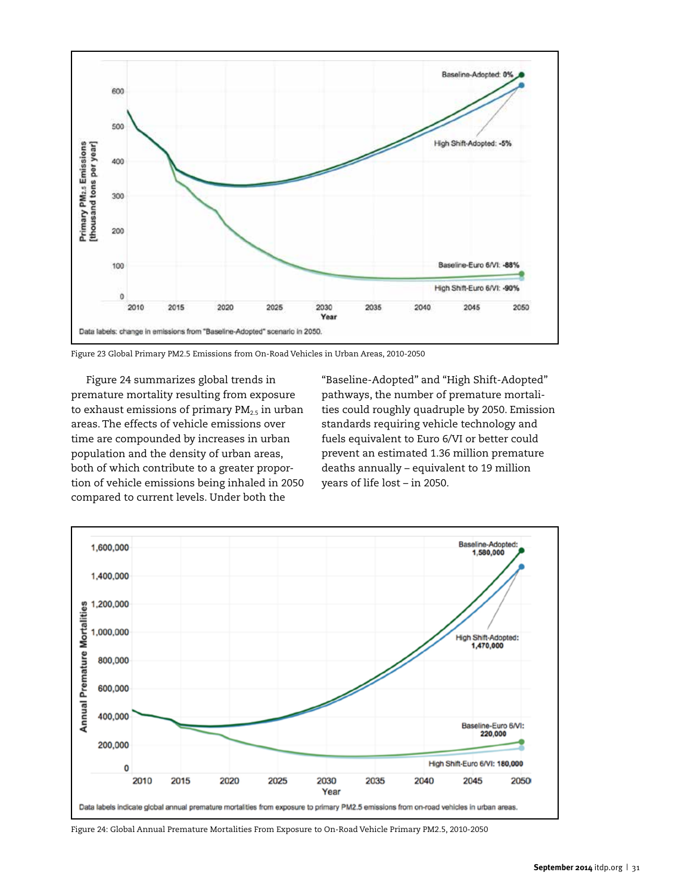Figure 23 Global Primary PM2.5 Emissions from On-Road Vehicles in Urban Areas, 2010-2050

Figure 24 summarizes global trends in premature mortality resulting from exposure to exhaust emissions of primary $PM_{2.5}$ in urban areas. The effects of vehicle emissions over time are compounded by increases in urban population and the density of urban areas, both of which contribute to a greater proportion of vehicle emissions being inhaled in 2050 compared to current levels. Under both the "Baseline-Adopted" and "High Shift-Adopted" pathways, the number of premature mortalities could roughly quadruple by 2050. Emission standards requiring vehicle technology and fuels equivalent to Euro 6/VI or better could prevent an estimated 1.36 million premature deaths annually – equivalent to 19 million years of life lost – in 2050.

Figure 24: Global Annual Premature Mortalities From Exposure to On-Road Vehicle Primary PM2.5, 2010-2050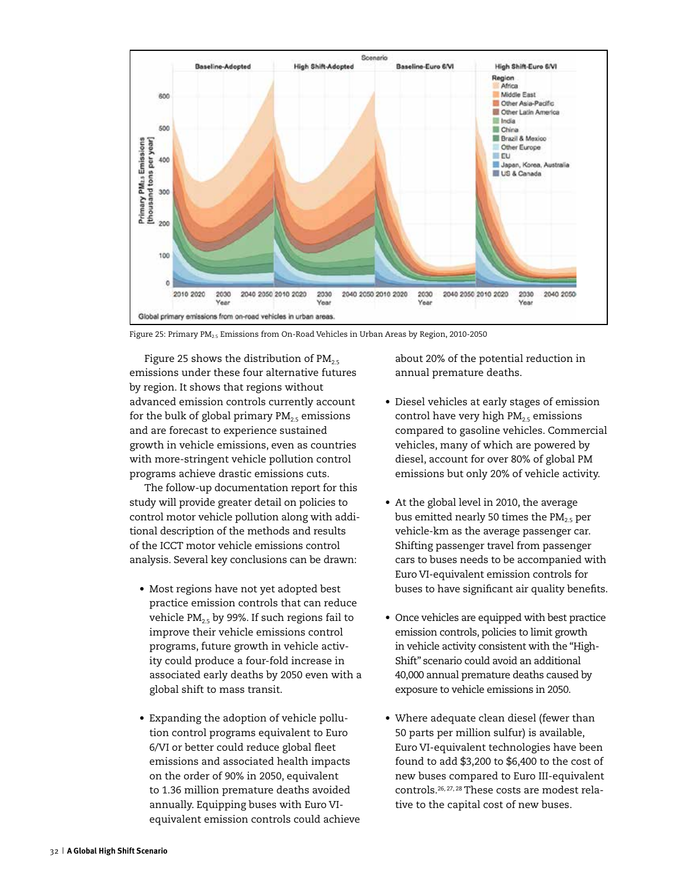Figure 25: Primary $PM_{2.5}$ Emissions from On-Road Vehicles in Urban Areas by Region, 2010-2050

Figure 25 shows the distribution of $PM_{2.5}$ emissions under these four alternative futures by region. It shows that regions without advanced emission controls currently account for the bulk of global primary $PM_{2.5}$ emissions and are forecast to experience sustained growth in vehicle emissions, even as countries with more-stringent vehicle pollution control programs achieve drastic emissions cuts.

The follow-up documentation report for this study will provide greater detail on policies to control motor vehicle pollution along with additional description of the methods and results of the ICCT motor vehicle emissions control analysis. Several key conclusions can be drawn:

- Most regions have not yet adopted best practice emission controls that can reduce vehicle $PM_{2.5}$ by 99%. If such regions fail to improve their vehicle emissions control programs, future growth in vehicle activity could produce a four-fold increase in associated early deaths by 2050 even with a global shift to mass transit.

- Expanding the adoption of vehicle pollution control programs equivalent to Euro 6/VI or better could reduce global fleet emissions and associated health impacts on the order of 90% in 2050, equivalent to 1.36 million premature deaths avoided annually. Equipping buses with Euro VI-equivalent emission controls could achieve about 20% of the potential reduction in annual premature deaths.

- Diesel vehicles at early stages of emission control have very high $PM_{2.5}$ emissions compared to gasoline vehicles. Commercial vehicles, many of which are powered by diesel, account for over 80% of global PM emissions but only 20% of vehicle activity.

- At the global level in 2010, the average bus emitted nearly 50 times the $PM_{2.5}$ per vehicle-km as the average passenger car. Shifting passenger travel from passenger cars to buses needs to be accompanied with Euro VI-equivalent emission controls for buses to have significant air quality benefits.

- Once vehicles are equipped with best practice emission controls, policies to limit growth in vehicle activity consistent with the "High-Shift" scenario could avoid an additional 40,000 annual premature deaths caused by exposure to vehicle emissions in 2050.

- Where adequate clean diesel (fewer than 50 parts per million sulfur) is available, Euro VI-equivalent technologies have been found to add \$3,200 to \$6,400 to the cost of new buses compared to Euro III-equivalent controls.[26, 27, 28] These costs are modest relative to the capital cost of new buses.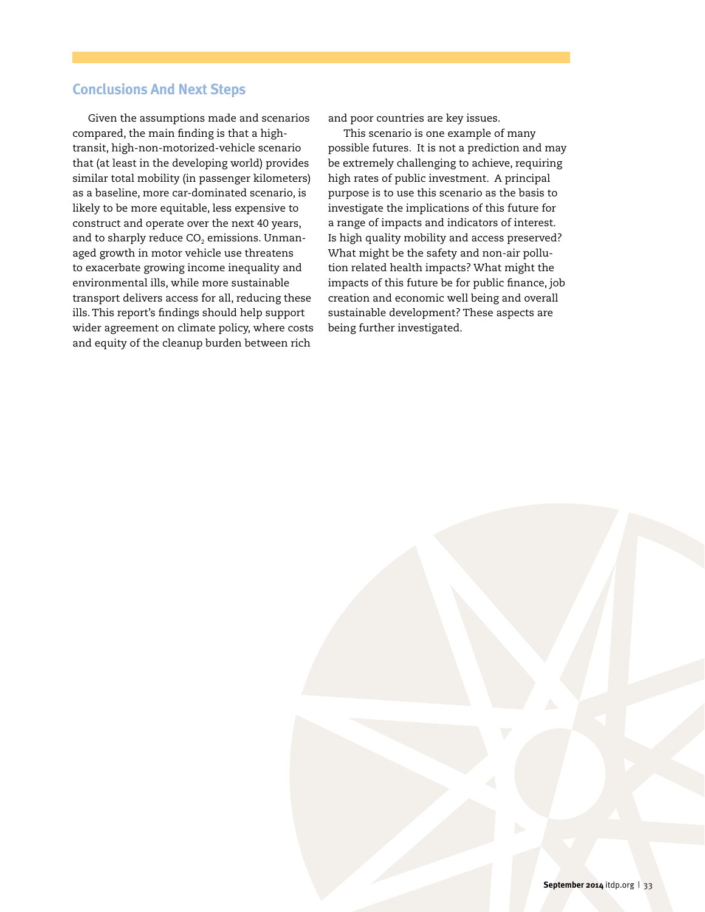## Conclusions And Next Steps

Given the assumptions made and scenarios compared, the main finding is that a high-transit, high-non-motorized-vehicle scenario that (at least in the developing world) provides similar total mobility (in passenger kilometers) as a baseline, more car-dominated scenario, is likely to be more equitable, less expensive to construct and operate over the next 40 years, and to sharply reduce $CO_2$ emissions. Unmanaged growth in motor vehicle use threatens to exacerbate growing income inequality and environmental ills, while more sustainable transport delivers access for all, reducing these ills. This report's findings should help support wider agreement on climate policy, where costs and equity of the cleanup burden between rich and poor countries are key issues.

This scenario is one example of many possible futures. It is not a prediction and may be extremely challenging to achieve, requiring high rates of public investment. A principal purpose is to use this scenario as the basis to investigate the implications of this future for a range of impacts and indicators of interest. Is high quality mobility and access preserved? What might be the safety and non-air pollution related health impacts? What might the impacts of this future be for public finance, job creation and economic well being and overall sustainable development? These aspects are being further investigated.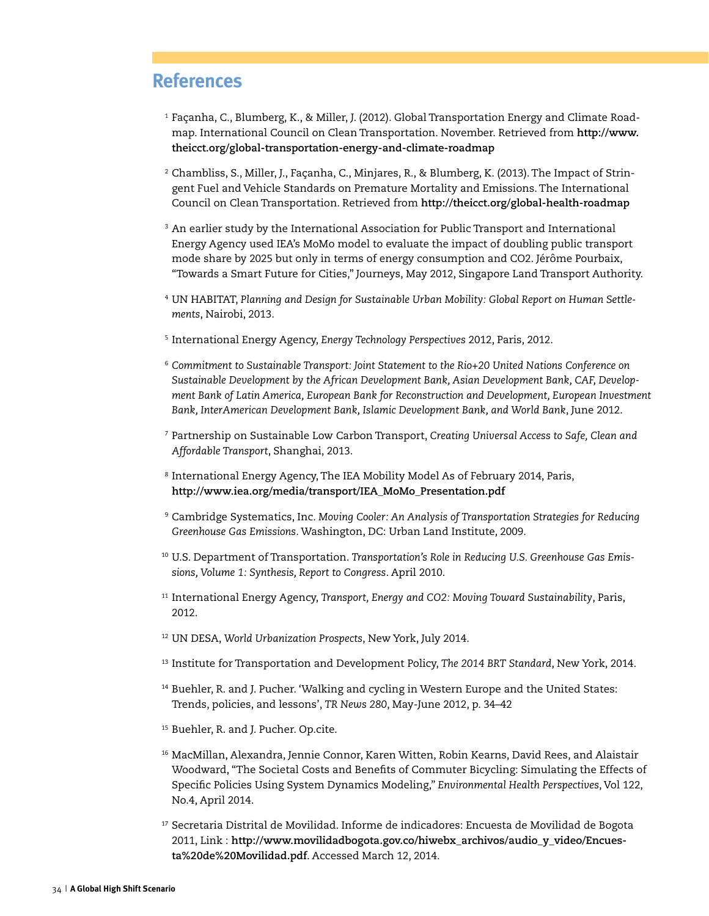# References

[1] Façanha, C., Blumberg, K., & Miller, J. (2012). Global Transportation Energy and Climate Roadmap. International Council on Clean Transportation. November. Retrieved from **http://www.theicct.org/global-transportation-energy-and-climate-roadmap**

[2] Chambliss, S., Miller, J., Façanha, C., Minjares, R., & Blumberg, K. (2013). The Impact of Stringent Fuel and Vehicle Standards on Premature Mortality and Emissions. The International Council on Clean Transportation. Retrieved from **http://theicct.org/global-health-roadmap**

[3] An earlier study by the International Association for Public Transport and International Energy Agency used IEA's MoMo model to evaluate the impact of doubling public transport mode share by 2025 but only in terms of energy consumption and CO2. Jérôme Pourbaix, "Towards a Smart Future for Cities," Journeys, May 2012, Singapore Land Transport Authority.

[4] UN HABITAT, *Planning and Design for Sustainable Urban Mobility: Global Report on Human Settlements*, Nairobi, 2013.

[5] International Energy Agency, *Energy Technology Perspectives* 2012, Paris, 2012.

[6] *Commitment to Sustainable Transport: Joint Statement to the Rio+20 United Nations Conference on Sustainable Development by the African Development Bank, Asian Development Bank, CAF, Development Bank of Latin America, European Bank for Reconstruction and Development, European Investment Bank, InterAmerican Development Bank, Islamic Development Bank, and World Bank*, June 2012.

[7] Partnership on Sustainable Low Carbon Transport, *Creating Universal Access to Safe, Clean and Affordable Transport*, Shanghai, 2013.

[8] International Energy Agency, The IEA Mobility Model As of February 2014, Paris, **http://www.iea.org/media/transport/IEA_MoMo_Presentation.pdf**

[9] Cambridge Systematics, Inc. *Moving Cooler: An Analysis of Transportation Strategies for Reducing Greenhouse Gas Emissions*. Washington, DC: Urban Land Institute, 2009.

[10] U.S. Department of Transportation. *Transportation's Role in Reducing U.S. Greenhouse Gas Emissions, Volume 1: Synthesis, Report to Congress*. April 2010.

[11] International Energy Agency, *Transport, Energy and CO2: Moving Toward Sustainability*, Paris, 2012.

[12] UN DESA, *World Urbanization Prospects*, New York, July 2014.

[13] Institute for Transportation and Development Policy, *The 2014 BRT Standard*, New York, 2014.

[14] Buehler, R. and J. Pucher. 'Walking and cycling in Western Europe and the United States: Trends, policies, and lessons', *TR News 280*, May-June 2012, p. 34–42

[15] Buehler, R. and J. Pucher. Op.cite.

[16] MacMillan, Alexandra, Jennie Connor, Karen Witten, Robin Kearns, David Rees, and Alaistair Woodward, "The Societal Costs and Benefits of Commuter Bicycling: Simulating the Effects of Specific Policies Using System Dynamics Modeling," *Environmental Health Perspectives*, Vol 122, No.4, April 2014.

[17] Secretaria Distrital de Movilidad. Informe de indicadores: Encuesta de Movilidad de Bogota 2011, Link : **http://www.movilidadbogota.gov.co/hiwebx_archivos/audio_y_video/Encuesta%20de%20Movilidad.pdf**. Accessed March 12, 2014.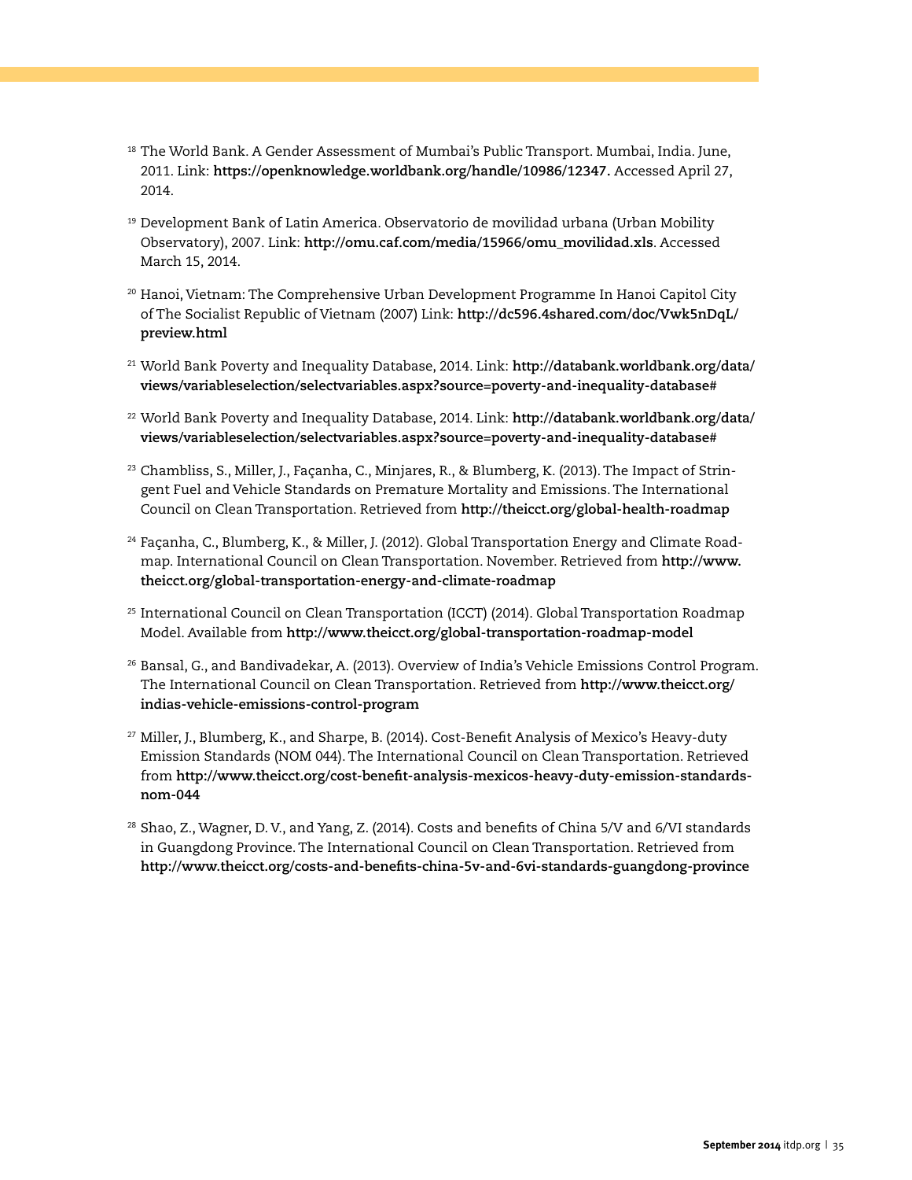[18] The World Bank. A Gender Assessment of Mumbai's Public Transport. Mumbai, India. June, 2011. Link: **https://openknowledge.worldbank.org/handle/10986/12347.** Accessed April 27, 2014.

[19] Development Bank of Latin America. Observatorio de movilidad urbana (Urban Mobility Observatory), 2007. Link: **http://omu.caf.com/media/15966/omu_movilidad.xls**. Accessed March 15, 2014.

[20] Hanoi, Vietnam: The Comprehensive Urban Development Programme In Hanoi Capitol City of The Socialist Republic of Vietnam (2007) Link: **http://dc596.4shared.com/doc/Vwk5nDqL/preview.html**

[21] World Bank Poverty and Inequality Database, 2014. Link: **http://databank.worldbank.org/data/views/variableselection/selectvariables.aspx?source=poverty-and-inequality-database#**

[22] World Bank Poverty and Inequality Database, 2014. Link: **http://databank.worldbank.org/data/views/variableselection/selectvariables.aspx?source=poverty-and-inequality-database#**

[23] Chambliss, S., Miller, J., Façanha, C., Minjares, R., & Blumberg, K. (2013). The Impact of Stringent Fuel and Vehicle Standards on Premature Mortality and Emissions. The International Council on Clean Transportation. Retrieved from **http://theicct.org/global-health-roadmap**

[24] Façanha, C., Blumberg, K., & Miller, J. (2012). Global Transportation Energy and Climate Roadmap. International Council on Clean Transportation. November. Retrieved from **http://www.theicct.org/global-transportation-energy-and-climate-roadmap**

[25] International Council on Clean Transportation (ICCT) (2014). Global Transportation Roadmap Model. Available from **http://www.theicct.org/global-transportation-roadmap-model**

[26] Bansal, G., and Bandivadekar, A. (2013). Overview of India's Vehicle Emissions Control Program. The International Council on Clean Transportation. Retrieved from **http://www.theicct.org/indias-vehicle-emissions-control-program**

[27] Miller, J., Blumberg, K., and Sharpe, B. (2014). Cost-Benefit Analysis of Mexico's Heavy-duty Emission Standards (NOM 044). The International Council on Clean Transportation. Retrieved from **http://www.theicct.org/cost-benefit-analysis-mexicos-heavy-duty-emission-standards-nom-044**

[28] Shao, Z., Wagner, D. V., and Yang, Z. (2014). Costs and benefits of China 5/V and 6/VI standards in Guangdong Province. The International Council on Clean Transportation. Retrieved from **http://www.theicct.org/costs-and-benefits-china-5v-and-6vi-standards-guangdong-province**